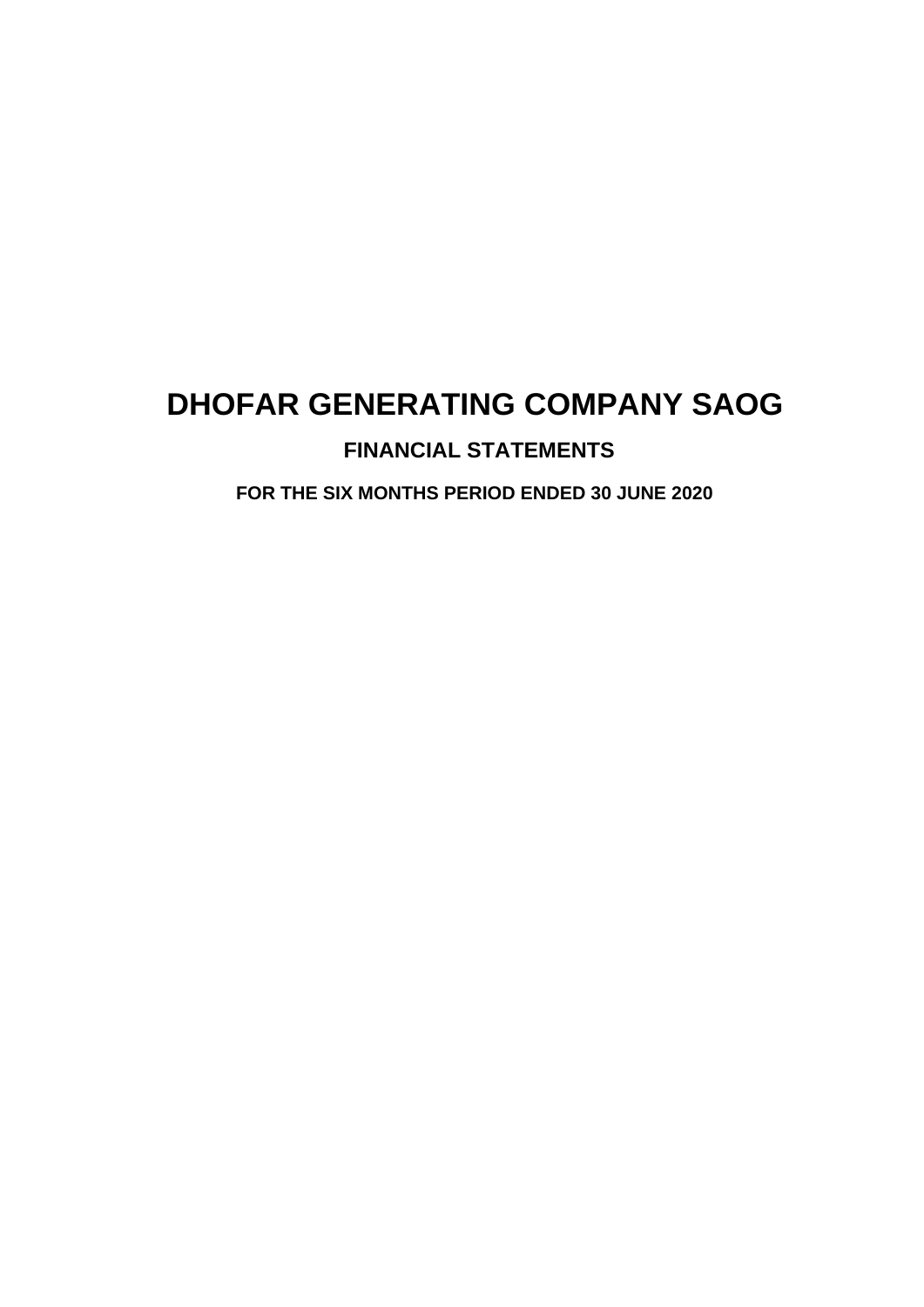# DHOFAR GENERATING COMPANY SAOG

## FINANCIAL STATEMENTS

### FOR THE SIX MONTHS PERIOD ENDED 30 JUNE 2020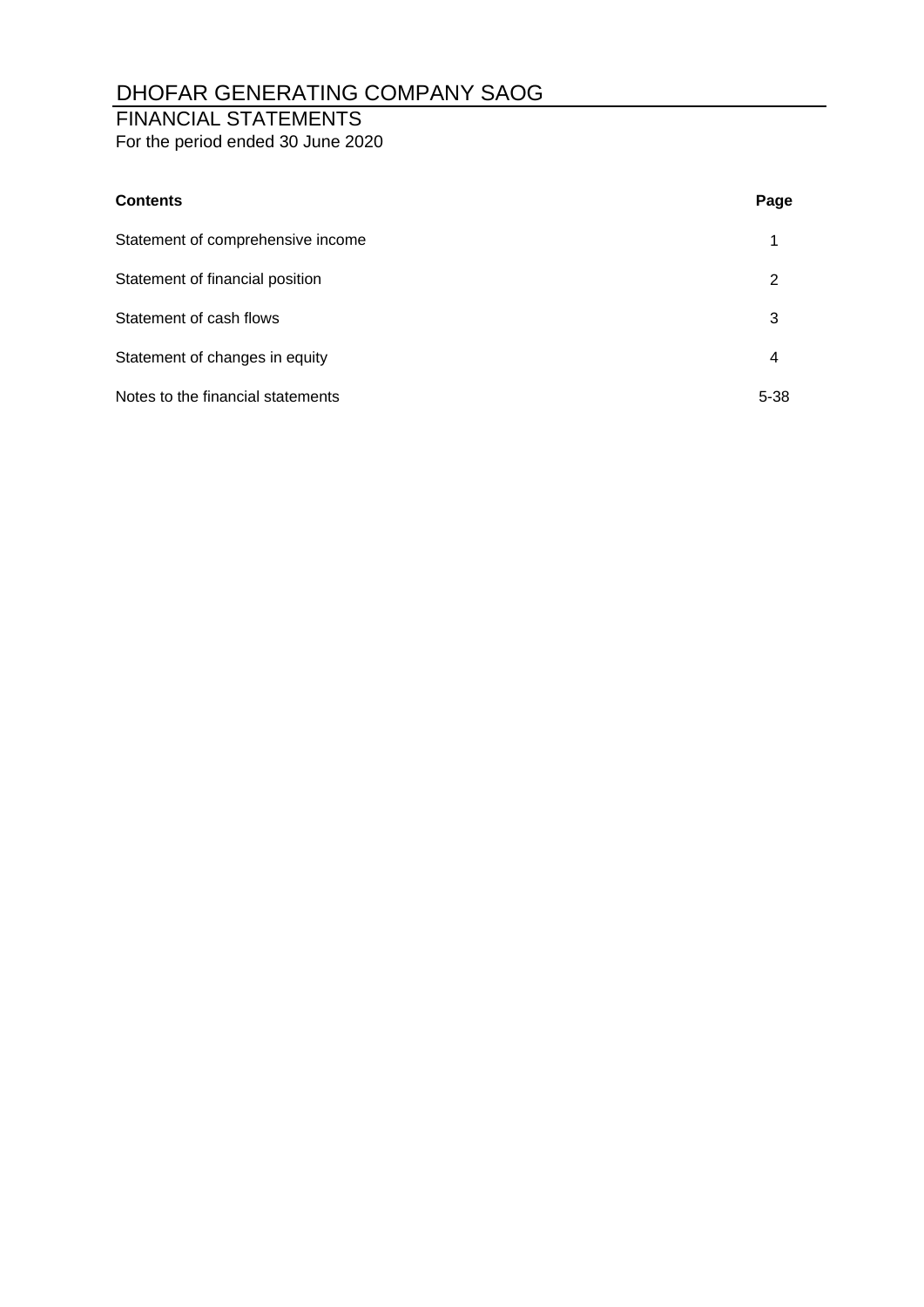# DHOFAR GENERATING COMPANY SAOG

## FINANCIAL STATEMENTS

For the period ended 30 June 2020

| **Contents** | **Page** |
|---|---|
| Statement of comprehensive income | 1 |
| Statement of financial position | 2 |
| Statement of cash flows | 3 |
| Statement of changes in equity | 4 |
| Notes to the financial statements | 5-38 |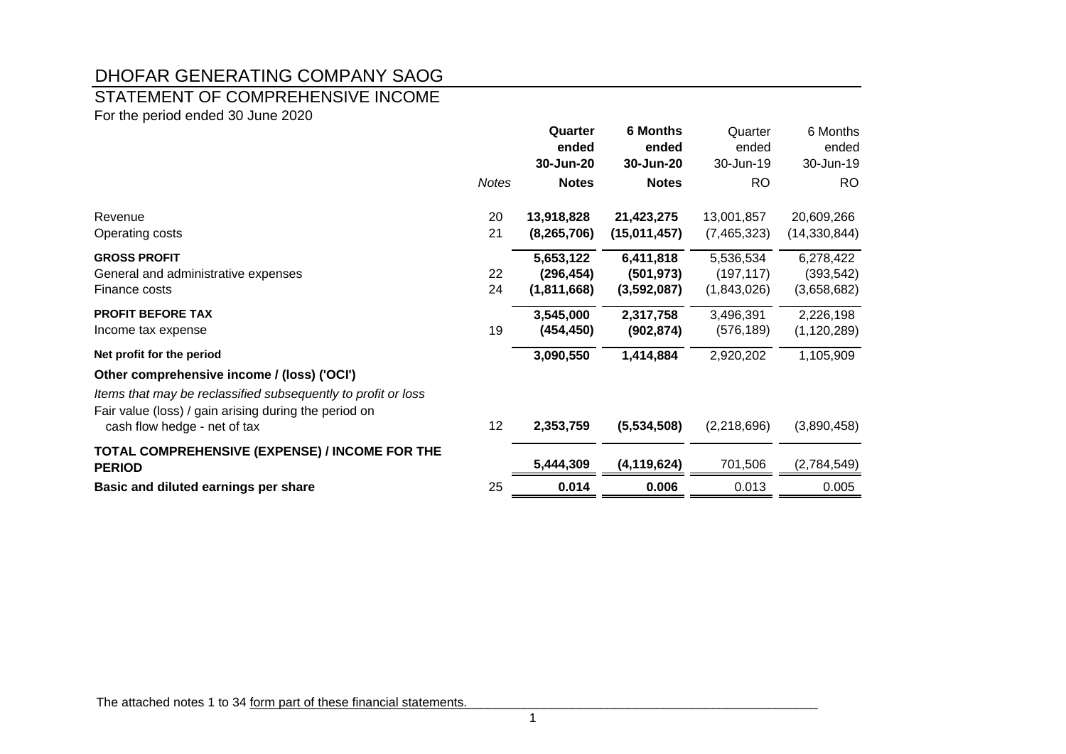# DHOFAR GENERATING COMPANY SAOG

## STATEMENT OF COMPREHENSIVE INCOME

For the period ended 30 June 2020

| | *Notes* | **Quarter ended 30-Jun-20** | **6 Months ended 30-Jun-20** | Quarter ended 30-Jun-19 | 6 Months ended 30-Jun-19 |
|---|---|---|---|---|---|
| | | **Notes** | **Notes** | RO | RO |
| Revenue | 20 | **13,918,828** | **21,423,275** | 13,001,857 | 20,609,266 |
| Operating costs | 21 | **(8,265,706)** | **(15,011,457)** | (7,465,323) | (14,330,844) |
| **GROSS PROFIT** | | **5,653,122** | **6,411,818** | 5,536,534 | 6,278,422 |
| General and administrative expenses | 22 | **(296,454)** | **(501,973)** | (197,117) | (393,542) |
| Finance costs | 24 | **(1,811,668)** | **(3,592,087)** | (1,843,026) | (3,658,682) |
| **PROFIT BEFORE TAX** | | **3,545,000** | **2,317,758** | 3,496,391 | 2,226,198 |
| Income tax expense | 19 | **(454,450)** | **(902,874)** | (576,189) | (1,120,289) |
| **Net profit for the period** | | **3,090,550** | **1,414,884** | 2,920,202 | 1,105,909 |
| **Other comprehensive income / (loss) ('OCI')** | | | | | |
| *Items that may be reclassified subsequently to profit or loss* | | | | | |
| Fair value (loss) / gain arising during the period on cash flow hedge - net of tax | 12 | **2,353,759** | **(5,534,508)** | (2,218,696) | (3,890,458) |
| **TOTAL COMPREHENSIVE (EXPENSE) / INCOME FOR THE PERIOD** | | **5,444,309** | **(4,119,624)** | 701,506 | (2,784,549) |
| **Basic and diluted earnings per share** | 25 | **0.014** | **0.006** | 0.013 | 0.005 |

The attached notes 1 to 34 form part of these financial statements.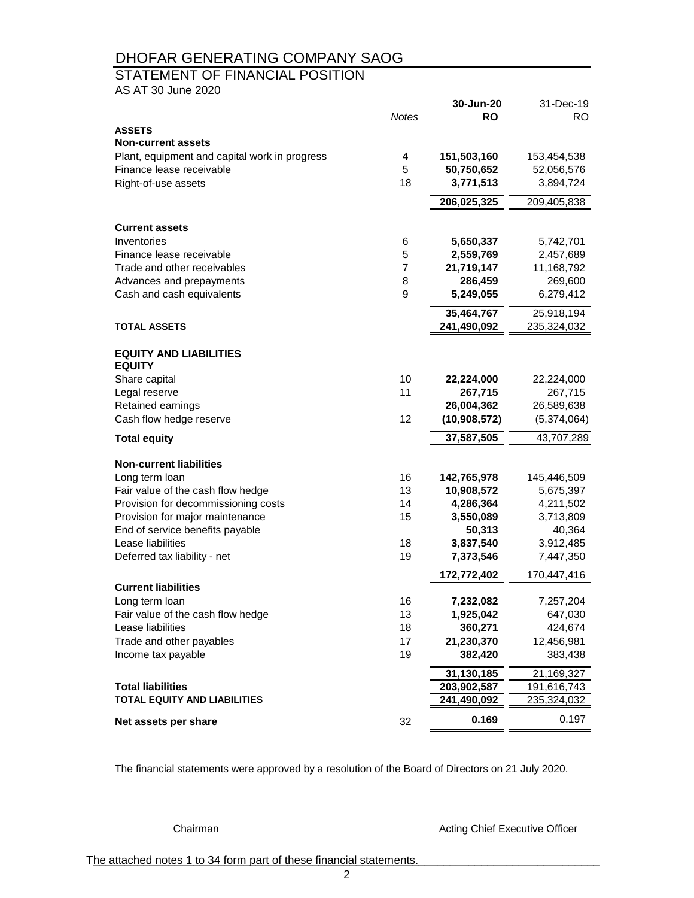# DHOFAR GENERATING COMPANY SAOG

## STATEMENT OF FINANCIAL POSITION

AS AT 30 June 2020

| | Notes | 30-Jun-20 RO | 31-Dec-19 RO |
|---|---|---|---|
| **ASSETS** | | | |
| **Non-current assets** | | | |
| Plant, equipment and capital work in progress | 4 | **151,503,160** | 153,454,538 |
| Finance lease receivable | 5 | **50,750,652** | 52,056,576 |
| Right-of-use assets | 18 | **3,771,513** | 3,894,724 |
| | | **206,025,325** | 209,405,838 |
| **Current assets** | | | |
| Inventories | 6 | **5,650,337** | 5,742,701 |
| Finance lease receivable | 5 | **2,559,769** | 2,457,689 |
| Trade and other receivables | 7 | **21,719,147** | 11,168,792 |
| Advances and prepayments | 8 | **286,459** | 269,600 |
| Cash and cash equivalents | 9 | **5,249,055** | 6,279,412 |
| | | **35,464,767** | 25,918,194 |
| **TOTAL ASSETS** | | **241,490,092** | 235,324,032 |
| **EQUITY AND LIABILITIES** | | | |
| **EQUITY** | | | |
| Share capital | 10 | **22,224,000** | 22,224,000 |
| Legal reserve | 11 | **267,715** | 267,715 |
| Retained earnings | | **26,004,362** | 26,589,638 |
| Cash flow hedge reserve | 12 | **(10,908,572)** | (5,374,064) |
| **Total equity** | | **37,587,505** | 43,707,289 |
| **Non-current liabilities** | | | |
| Long term loan | 16 | **142,765,978** | 145,446,509 |
| Fair value of the cash flow hedge | 13 | **10,908,572** | 5,675,397 |
| Provision for decommissioning costs | 14 | **4,286,364** | 4,211,502 |
| Provision for major maintenance | 15 | **3,550,089** | 3,713,809 |
| End of service benefits payable | | **50,313** | 40,364 |
| Lease liabilities | 18 | **3,837,540** | 3,912,485 |
| Deferred tax liability - net | 19 | **7,373,546** | 7,447,350 |
| | | **172,772,402** | 170,447,416 |
| **Current liabilities** | | | |
| Long term loan | 16 | **7,232,082** | 7,257,204 |
| Fair value of the cash flow hedge | 13 | **1,925,042** | 647,030 |
| Lease liabilities | 18 | **360,271** | 424,674 |
| Trade and other payables | 17 | **21,230,370** | 12,456,981 |
| Income tax payable | 19 | **382,420** | 383,438 |
| | | **31,130,185** | 21,169,327 |
| **Total liabilities** | | **203,902,587** | 191,616,743 |
| **TOTAL EQUITY AND LIABILITIES** | | **241,490,092** | 235,324,032 |
| **Net assets per share** | 32 | **0.169** | 0.197 |

The financial statements were approved by a resolution of the Board of Directors on 21 July 2020.

Chairman

Acting Chief Executive Officer

The attached notes 1 to 34 form part of these financial statements.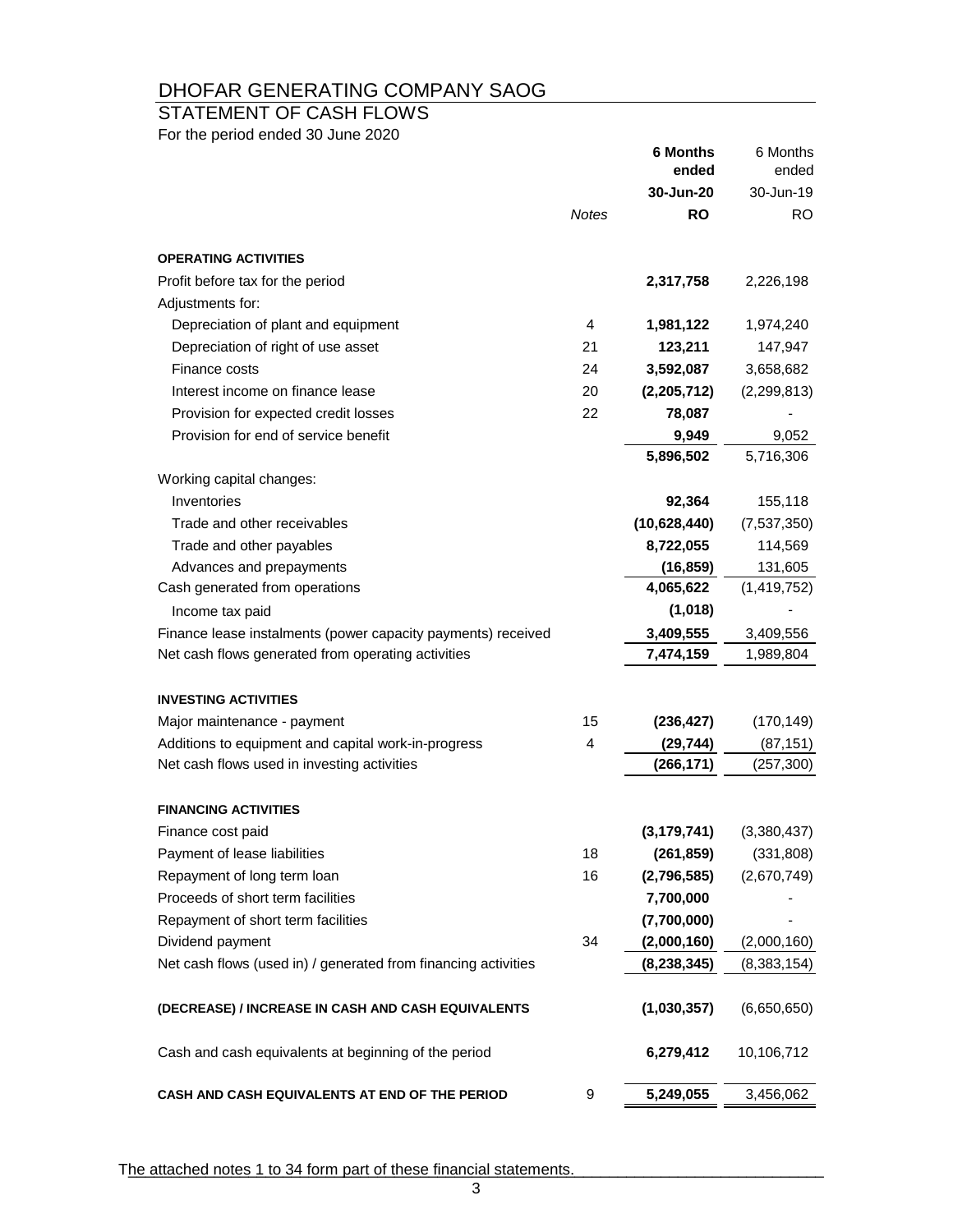# DHOFAR GENERATING COMPANY SAOG

## STATEMENT OF CASH FLOWS

For the period ended 30 June 2020

| | Notes | **6 Months ended 30-Jun-20 RO** | 6 Months ended 30-Jun-19 RO |
|---|---|---|---|
| **OPERATING ACTIVITIES** | | | |
| Profit before tax for the period | | **2,317,758** | 2,226,198 |
| Adjustments for: | | | |
| Depreciation of plant and equipment | 4 | **1,981,122** | 1,974,240 |
| Depreciation of right of use asset | 21 | **123,211** | 147,947 |
| Finance costs | 24 | **3,592,087** | 3,658,682 |
| Interest income on finance lease | 20 | **(2,205,712)** | (2,299,813) |
| Provision for expected credit losses | 22 | **78,087** | - |
| Provision for end of service benefit | | **9,949** | 9,052 |
| | | **5,896,502** | 5,716,306 |
| Working capital changes: | | | |
| Inventories | | **92,364** | 155,118 |
| Trade and other receivables | | **(10,628,440)** | (7,537,350) |
| Trade and other payables | | **8,722,055** | 114,569 |
| Advances and prepayments | | **(16,859)** | 131,605 |
| Cash generated from operations | | **4,065,622** | (1,419,752) |
| Income tax paid | | **(1,018)** | - |
| Finance lease instalments (power capacity payments) received | | **3,409,555** | 3,409,556 |
| Net cash flows generated from operating activities | | **7,474,159** | 1,989,804 |
| **INVESTING ACTIVITIES** | | | |
| Major maintenance - payment | 15 | **(236,427)** | (170,149) |
| Additions to equipment and capital work-in-progress | 4 | **(29,744)** | (87,151) |
| Net cash flows used in investing activities | | **(266,171)** | (257,300) |
| **FINANCING ACTIVITIES** | | | |
| Finance cost paid | | **(3,179,741)** | (3,380,437) |
| Payment of lease liabilities | 18 | **(261,859)** | (331,808) |
| Repayment of long term loan | 16 | **(2,796,585)** | (2,670,749) |
| Proceeds of short term facilities | | **7,700,000** | - |
| Repayment of short term facilities | | **(7,700,000)** | - |
| Dividend payment | 34 | **(2,000,160)** | (2,000,160) |
| Net cash flows (used in) / generated from financing activities | | **(8,238,345)** | (8,383,154) |
| **(DECREASE) / INCREASE IN CASH AND CASH EQUIVALENTS** | | **(1,030,357)** | (6,650,650) |
| Cash and cash equivalents at beginning of the period | | **6,279,412** | 10,106,712 |
| **CASH AND CASH EQUIVALENTS AT END OF THE PERIOD** | 9 | **5,249,055** | 3,456,062 |

The attached notes 1 to 34 form part of these financial statements.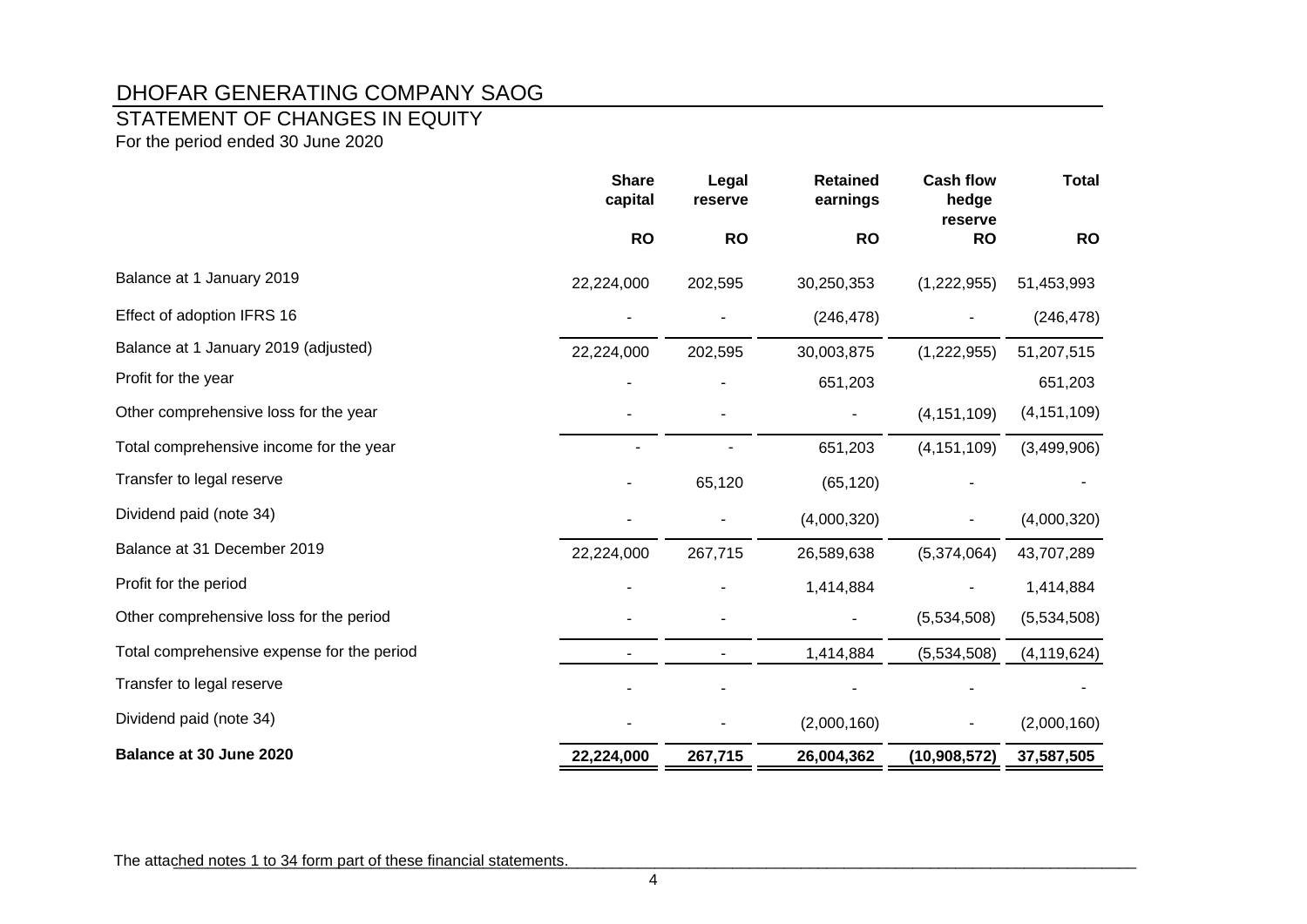# DHOFAR GENERATING COMPANY SAOG

## STATEMENT OF CHANGES IN EQUITY

For the period ended 30 June 2020

| | Share capital | Legal reserve | Retained earnings | Cash flow hedge reserve | Total |
|---|---|---|---|---|---|
| | RO | RO | RO | RO | RO |
| Balance at 1 January 2019 | 22,224,000 | 202,595 | 30,250,353 | (1,222,955) | 51,453,993 |
| Effect of adoption IFRS 16 | - | - | (246,478) | - | (246,478) |
| Balance at 1 January 2019 (adjusted) | 22,224,000 | 202,595 | 30,003,875 | (1,222,955) | 51,207,515 |
| Profit for the year | - | - | 651,203 | | 651,203 |
| Other comprehensive loss for the year | - | - | - | (4,151,109) | (4,151,109) |
| Total comprehensive income for the year | - | - | 651,203 | (4,151,109) | (3,499,906) |
| Transfer to legal reserve | - | 65,120 | (65,120) | - | - |
| Dividend paid (note 34) | - | - | (4,000,320) | - | (4,000,320) |
| Balance at 31 December 2019 | 22,224,000 | 267,715 | 26,589,638 | (5,374,064) | 43,707,289 |
| Profit for the period | - | - | 1,414,884 | - | 1,414,884 |
| Other comprehensive loss for the period | - | - | - | (5,534,508) | (5,534,508) |
| Total comprehensive expense for the period | - | - | 1,414,884 | (5,534,508) | (4,119,624) |
| Transfer to legal reserve | - | - | - | - | - |
| Dividend paid (note 34) | - | - | (2,000,160) | - | (2,000,160) |
| **Balance at 30 June 2020** | **22,224,000** | **267,715** | **26,004,362** | **(10,908,572)** | **37,587,505** |

The attached notes 1 to 34 form part of these financial statements.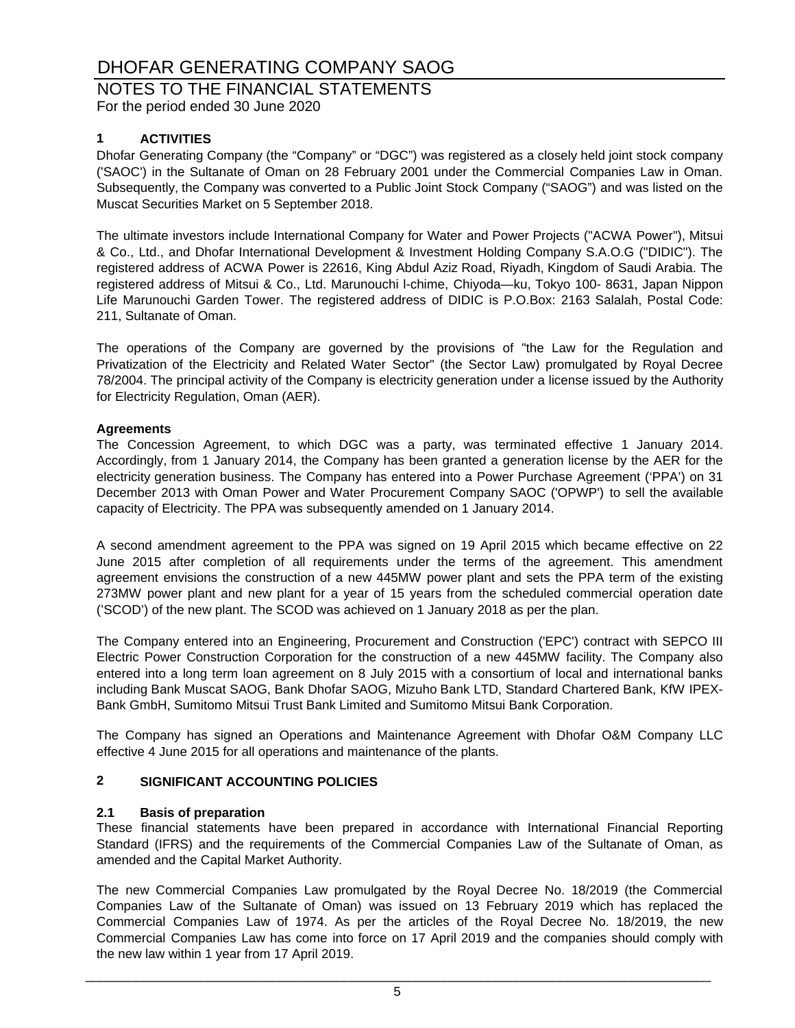# DHOFAR GENERATING COMPANY SAOG

## NOTES TO THE FINANCIAL STATEMENTS

For the period ended 30 June 2020

### 1 ACTIVITIES

Dhofar Generating Company (the "Company" or "DGC") was registered as a closely held joint stock company ('SAOC') in the Sultanate of Oman on 28 February 2001 under the Commercial Companies Law in Oman. Subsequently, the Company was converted to a Public Joint Stock Company ("SAOG") and was listed on the Muscat Securities Market on 5 September 2018.

The ultimate investors include International Company for Water and Power Projects ("ACWA Power"), Mitsui & Co., Ltd., and Dhofar International Development & Investment Holding Company S.A.O.G ("DIDIC"). The registered address of ACWA Power is 22616, King Abdul Aziz Road, Riyadh, Kingdom of Saudi Arabia. The registered address of Mitsui & Co., Ltd. Marunouchi l-chime, Chiyoda—ku, Tokyo 100- 8631, Japan Nippon Life Marunouchi Garden Tower. The registered address of DIDIC is P.O.Box: 2163 Salalah, Postal Code: 211, Sultanate of Oman.

The operations of the Company are governed by the provisions of "the Law for the Regulation and Privatization of the Electricity and Related Water Sector" (the Sector Law) promulgated by Royal Decree 78/2004. The principal activity of the Company is electricity generation under a license issued by the Authority for Electricity Regulation, Oman (AER).

**Agreements**

The Concession Agreement, to which DGC was a party, was terminated effective 1 January 2014. Accordingly, from 1 January 2014, the Company has been granted a generation license by the AER for the electricity generation business. The Company has entered into a Power Purchase Agreement ('PPA') on 31 December 2013 with Oman Power and Water Procurement Company SAOC ('OPWP') to sell the available capacity of Electricity. The PPA was subsequently amended on 1 January 2014.

A second amendment agreement to the PPA was signed on 19 April 2015 which became effective on 22 June 2015 after completion of all requirements under the terms of the agreement. This amendment agreement envisions the construction of a new 445MW power plant and sets the PPA term of the existing 273MW power plant and new plant for a year of 15 years from the scheduled commercial operation date ('SCOD') of the new plant. The SCOD was achieved on 1 January 2018 as per the plan.

The Company entered into an Engineering, Procurement and Construction ('EPC') contract with SEPCO III Electric Power Construction Corporation for the construction of a new 445MW facility. The Company also entered into a long term loan agreement on 8 July 2015 with a consortium of local and international banks including Bank Muscat SAOG, Bank Dhofar SAOG, Mizuho Bank LTD, Standard Chartered Bank, KfW IPEX-Bank GmbH, Sumitomo Mitsui Trust Bank Limited and Sumitomo Mitsui Bank Corporation.

The Company has signed an Operations and Maintenance Agreement with Dhofar O&M Company LLC effective 4 June 2015 for all operations and maintenance of the plants.

### 2 SIGNIFICANT ACCOUNTING POLICIES

#### 2.1 Basis of preparation

These financial statements have been prepared in accordance with International Financial Reporting Standard (IFRS) and the requirements of the Commercial Companies Law of the Sultanate of Oman, as amended and the Capital Market Authority.

The new Commercial Companies Law promulgated by the Royal Decree No. 18/2019 (the Commercial Companies Law of the Sultanate of Oman) was issued on 13 February 2019 which has replaced the Commercial Companies Law of 1974. As per the articles of the Royal Decree No. 18/2019, the new Commercial Companies Law has come into force on 17 April 2019 and the companies should comply with the new law within 1 year from 17 April 2019.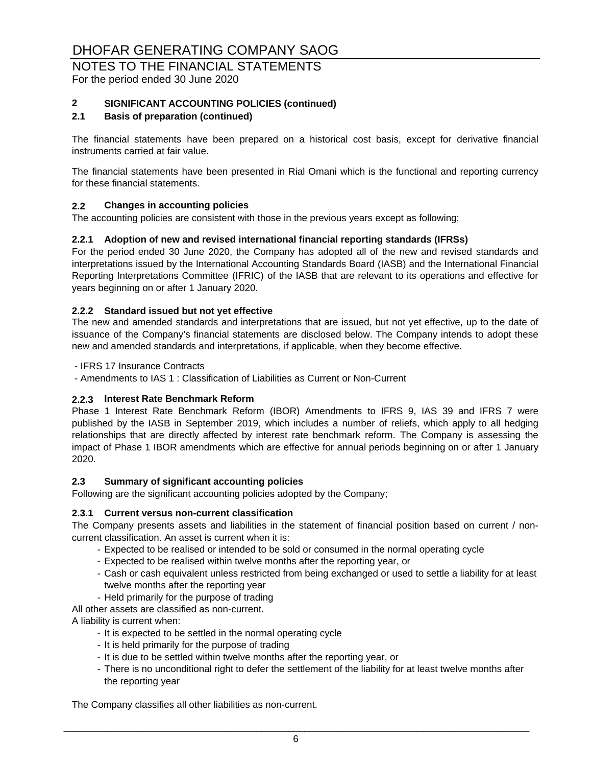# DHOFAR GENERATING COMPANY SAOG

## NOTES TO THE FINANCIAL STATEMENTS

For the period ended 30 June 2020

### 2 SIGNIFICANT ACCOUNTING POLICIES (continued)

### 2.1 Basis of preparation (continued)

The financial statements have been prepared on a historical cost basis, except for derivative financial instruments carried at fair value.

The financial statements have been presented in Rial Omani which is the functional and reporting currency for these financial statements.

### 2.2 Changes in accounting policies

The accounting policies are consistent with those in the previous years except as following;

#### 2.2.1 Adoption of new and revised international financial reporting standards (IFRSs)

For the period ended 30 June 2020, the Company has adopted all of the new and revised standards and interpretations issued by the International Accounting Standards Board (IASB) and the International Financial Reporting Interpretations Committee (IFRIC) of the IASB that are relevant to its operations and effective for years beginning on or after 1 January 2020.

#### 2.2.2 Standard issued but not yet effective

The new and amended standards and interpretations that are issued, but not yet effective, up to the date of issuance of the Company's financial statements are disclosed below. The Company intends to adopt these new and amended standards and interpretations, if applicable, when they become effective.

- IFRS 17 Insurance Contracts
- Amendments to IAS 1 : Classification of Liabilities as Current or Non-Current

#### 2.2.3 Interest Rate Benchmark Reform

Phase 1 Interest Rate Benchmark Reform (IBOR) Amendments to IFRS 9, IAS 39 and IFRS 7 were published by the IASB in September 2019, which includes a number of reliefs, which apply to all hedging relationships that are directly affected by interest rate benchmark reform. The Company is assessing the impact of Phase 1 IBOR amendments which are effective for annual periods beginning on or after 1 January 2020.

### 2.3 Summary of significant accounting policies

Following are the significant accounting policies adopted by the Company;

#### 2.3.1 Current versus non-current classification

The Company presents assets and liabilities in the statement of financial position based on current / non-current classification. An asset is current when it is:

- Expected to be realised or intended to be sold or consumed in the normal operating cycle
- Expected to be realised within twelve months after the reporting year, or
- Cash or cash equivalent unless restricted from being exchanged or used to settle a liability for at least twelve months after the reporting year
- Held primarily for the purpose of trading

All other assets are classified as non-current.

A liability is current when:

- It is expected to be settled in the normal operating cycle
- It is held primarily for the purpose of trading
- It is due to be settled within twelve months after the reporting year, or
- There is no unconditional right to defer the settlement of the liability for at least twelve months after the reporting year

The Company classifies all other liabilities as non-current.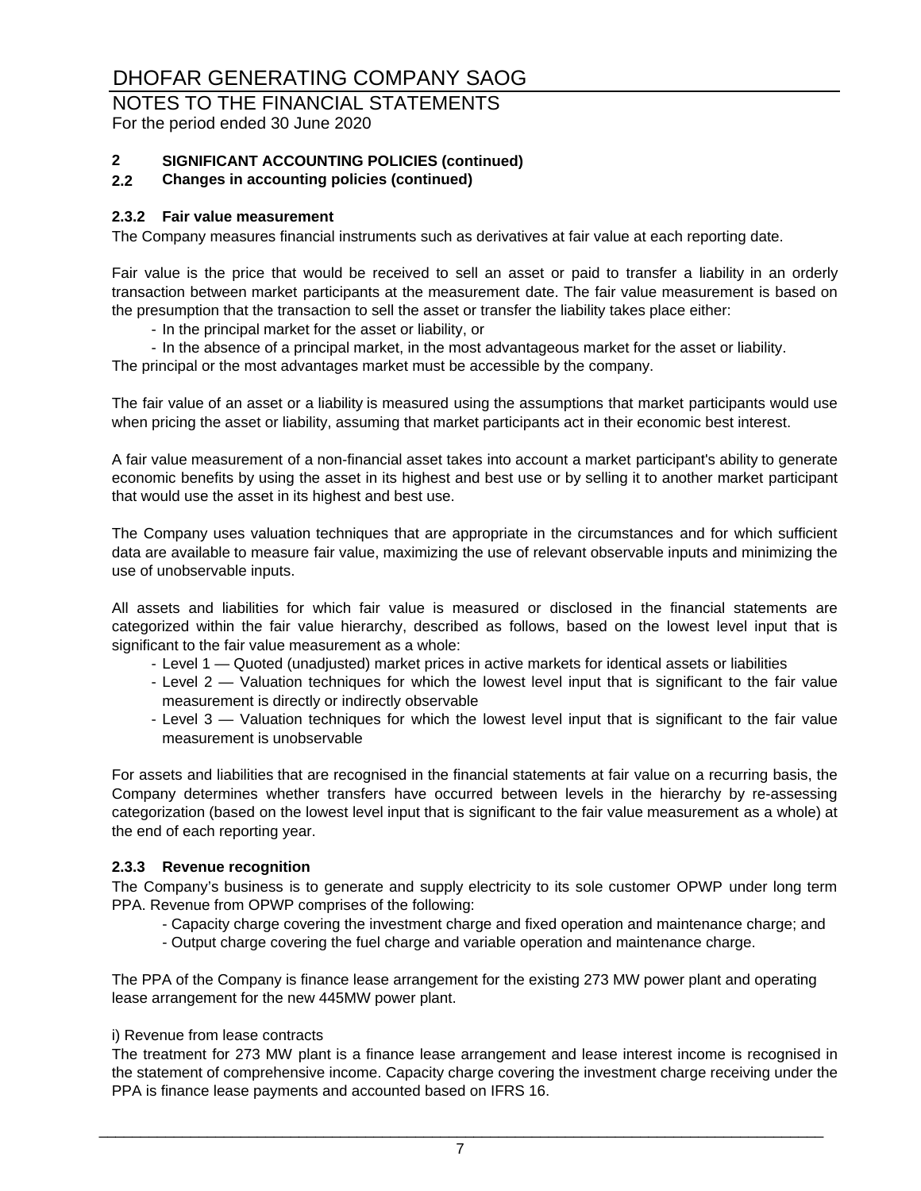# DHOFAR GENERATING COMPANY SAOG

## NOTES TO THE FINANCIAL STATEMENTS

For the period ended 30 June 2020

**2 SIGNIFICANT ACCOUNTING POLICIES (continued)**

**2.2 Changes in accounting policies (continued)**

### 2.3.2 Fair value measurement

The Company measures financial instruments such as derivatives at fair value at each reporting date.

Fair value is the price that would be received to sell an asset or paid to transfer a liability in an orderly transaction between market participants at the measurement date. The fair value measurement is based on the presumption that the transaction to sell the asset or transfer the liability takes place either:

- In the principal market for the asset or liability, or
- In the absence of a principal market, in the most advantageous market for the asset or liability.

The principal or the most advantages market must be accessible by the company.

The fair value of an asset or a liability is measured using the assumptions that market participants would use when pricing the asset or liability, assuming that market participants act in their economic best interest.

A fair value measurement of a non-financial asset takes into account a market participant's ability to generate economic benefits by using the asset in its highest and best use or by selling it to another market participant that would use the asset in its highest and best use.

The Company uses valuation techniques that are appropriate in the circumstances and for which sufficient data are available to measure fair value, maximizing the use of relevant observable inputs and minimizing the use of unobservable inputs.

All assets and liabilities for which fair value is measured or disclosed in the financial statements are categorized within the fair value hierarchy, described as follows, based on the lowest level input that is significant to the fair value measurement as a whole:

- Level 1 — Quoted (unadjusted) market prices in active markets for identical assets or liabilities
- Level 2 — Valuation techniques for which the lowest level input that is significant to the fair value measurement is directly or indirectly observable
- Level 3 — Valuation techniques for which the lowest level input that is significant to the fair value measurement is unobservable

For assets and liabilities that are recognised in the financial statements at fair value on a recurring basis, the Company determines whether transfers have occurred between levels in the hierarchy by re-assessing categorization (based on the lowest level input that is significant to the fair value measurement as a whole) at the end of each reporting year.

### 2.3.3 Revenue recognition

The Company's business is to generate and supply electricity to its sole customer OPWP under long term PPA. Revenue from OPWP comprises of the following:

- Capacity charge covering the investment charge and fixed operation and maintenance charge; and
- Output charge covering the fuel charge and variable operation and maintenance charge.

The PPA of the Company is finance lease arrangement for the existing 273 MW power plant and operating lease arrangement for the new 445MW power plant.

i) Revenue from lease contracts

The treatment for 273 MW plant is a finance lease arrangement and lease interest income is recognised in the statement of comprehensive income. Capacity charge covering the investment charge receiving under the PPA is finance lease payments and accounted based on IFRS 16.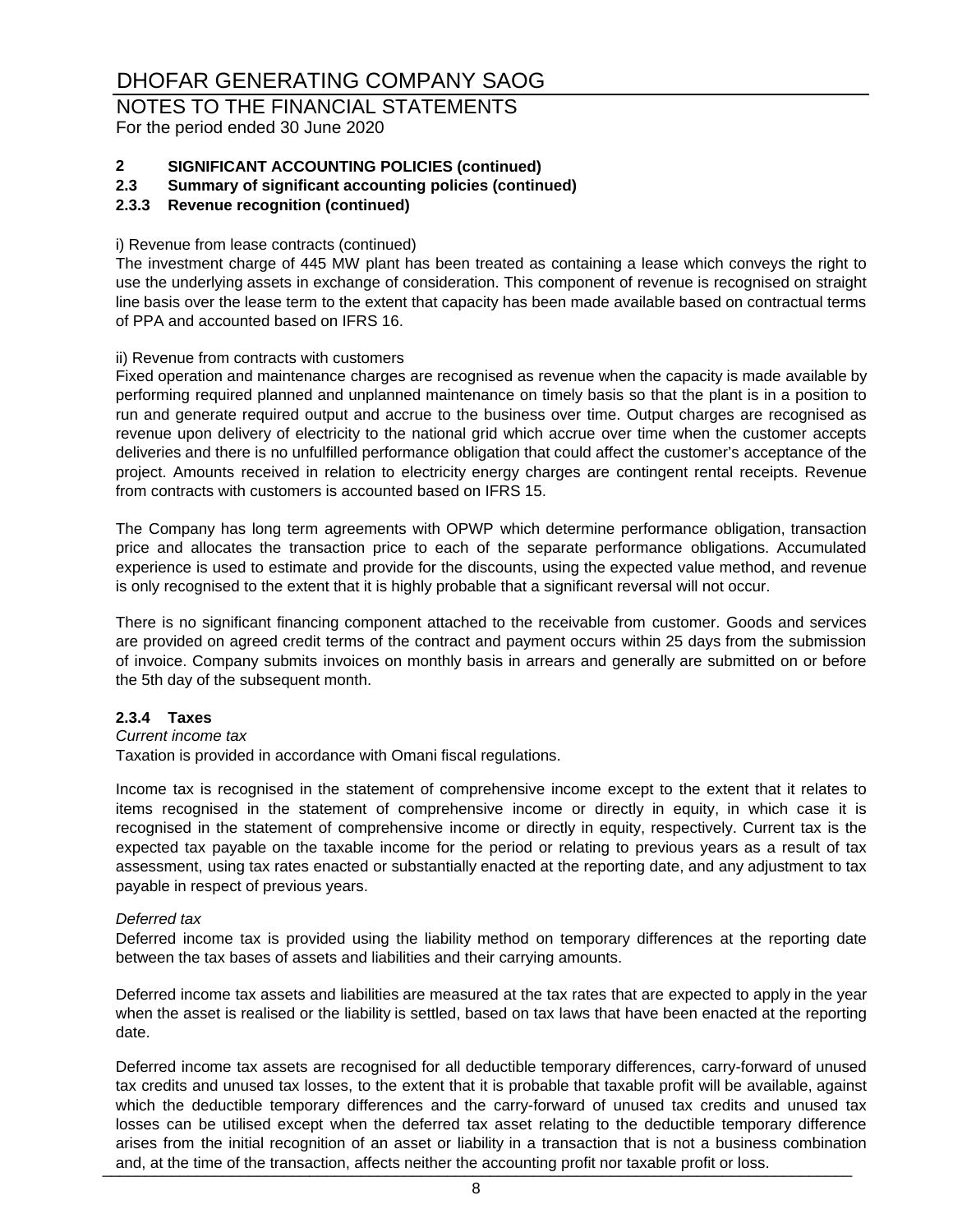# DHOFAR GENERATING COMPANY SAOG

## NOTES TO THE FINANCIAL STATEMENTS

For the period ended 30 June 2020

### 2 SIGNIFICANT ACCOUNTING POLICIES (continued)

### 2.3 Summary of significant accounting policies (continued)

### 2.3.3 Revenue recognition (continued)

i) Revenue from lease contracts (continued)

The investment charge of 445 MW plant has been treated as containing a lease which conveys the right to use the underlying assets in exchange of consideration. This component of revenue is recognised on straight line basis over the lease term to the extent that capacity has been made available based on contractual terms of PPA and accounted based on IFRS 16.

ii) Revenue from contracts with customers

Fixed operation and maintenance charges are recognised as revenue when the capacity is made available by performing required planned and unplanned maintenance on timely basis so that the plant is in a position to run and generate required output and accrue to the business over time. Output charges are recognised as revenue upon delivery of electricity to the national grid which accrue over time when the customer accepts deliveries and there is no unfulfilled performance obligation that could affect the customer's acceptance of the project. Amounts received in relation to electricity energy charges are contingent rental receipts. Revenue from contracts with customers is accounted based on IFRS 15.

The Company has long term agreements with OPWP which determine performance obligation, transaction price and allocates the transaction price to each of the separate performance obligations. Accumulated experience is used to estimate and provide for the discounts, using the expected value method, and revenue is only recognised to the extent that it is highly probable that a significant reversal will not occur.

There is no significant financing component attached to the receivable from customer. Goods and services are provided on agreed credit terms of the contract and payment occurs within 25 days from the submission of invoice. Company submits invoices on monthly basis in arrears and generally are submitted on or before the 5th day of the subsequent month.

### 2.3.4 Taxes

*Current income tax*

Taxation is provided in accordance with Omani fiscal regulations.

Income tax is recognised in the statement of comprehensive income except to the extent that it relates to items recognised in the statement of comprehensive income or directly in equity, in which case it is recognised in the statement of comprehensive income or directly in equity, respectively. Current tax is the expected tax payable on the taxable income for the period or relating to previous years as a result of tax assessment, using tax rates enacted or substantially enacted at the reporting date, and any adjustment to tax payable in respect of previous years.

*Deferred tax*

Deferred income tax is provided using the liability method on temporary differences at the reporting date between the tax bases of assets and liabilities and their carrying amounts.

Deferred income tax assets and liabilities are measured at the tax rates that are expected to apply in the year when the asset is realised or the liability is settled, based on tax laws that have been enacted at the reporting date.

Deferred income tax assets are recognised for all deductible temporary differences, carry-forward of unused tax credits and unused tax losses, to the extent that it is probable that taxable profit will be available, against which the deductible temporary differences and the carry-forward of unused tax credits and unused tax losses can be utilised except when the deferred tax asset relating to the deductible temporary difference arises from the initial recognition of an asset or liability in a transaction that is not a business combination and, at the time of the transaction, affects neither the accounting profit nor taxable profit or loss.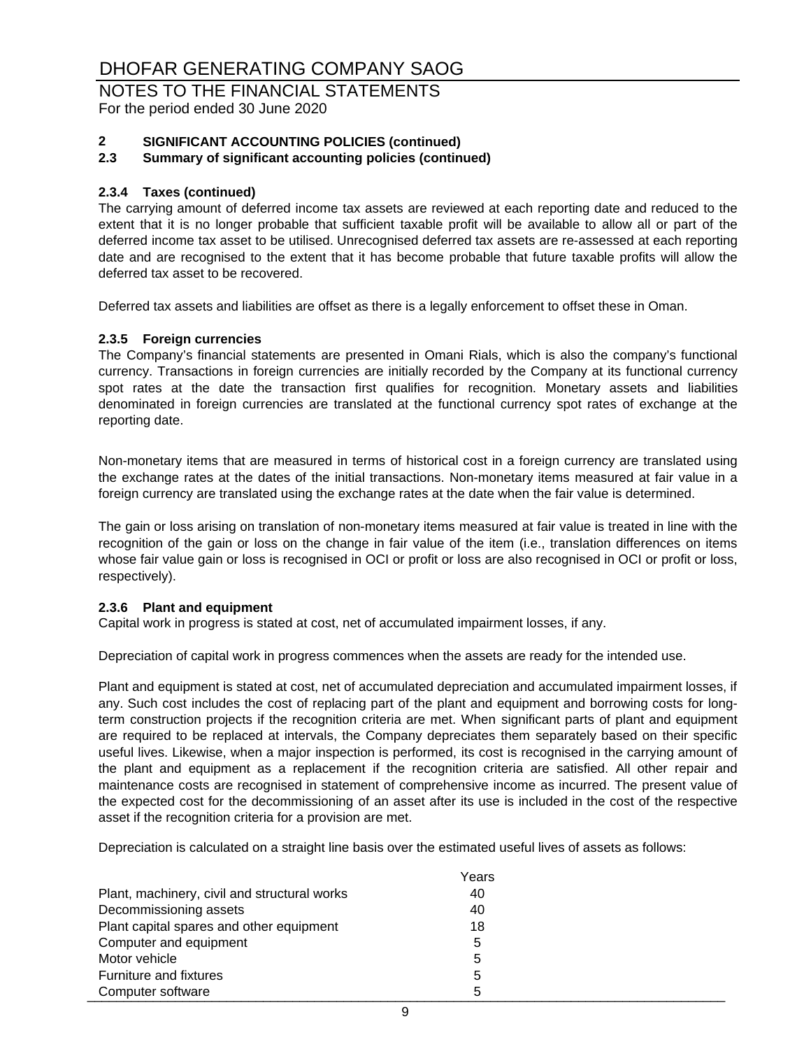# DHOFAR GENERATING COMPANY SAOG

## NOTES TO THE FINANCIAL STATEMENTS

For the period ended 30 June 2020

### 2 SIGNIFICANT ACCOUNTING POLICIES (continued)

### 2.3 Summary of significant accounting policies (continued)

#### 2.3.4 Taxes (continued)

The carrying amount of deferred income tax assets are reviewed at each reporting date and reduced to the extent that it is no longer probable that sufficient taxable profit will be available to allow all or part of the deferred income tax asset to be utilised. Unrecognised deferred tax assets are re-assessed at each reporting date and are recognised to the extent that it has become probable that future taxable profits will allow the deferred tax asset to be recovered.

Deferred tax assets and liabilities are offset as there is a legally enforcement to offset these in Oman.

#### 2.3.5 Foreign currencies

The Company's financial statements are presented in Omani Rials, which is also the company's functional currency. Transactions in foreign currencies are initially recorded by the Company at its functional currency spot rates at the date the transaction first qualifies for recognition. Monetary assets and liabilities denominated in foreign currencies are translated at the functional currency spot rates of exchange at the reporting date.

Non-monetary items that are measured in terms of historical cost in a foreign currency are translated using the exchange rates at the dates of the initial transactions. Non-monetary items measured at fair value in a foreign currency are translated using the exchange rates at the date when the fair value is determined.

The gain or loss arising on translation of non-monetary items measured at fair value is treated in line with the recognition of the gain or loss on the change in fair value of the item (i.e., translation differences on items whose fair value gain or loss is recognised in OCI or profit or loss are also recognised in OCI or profit or loss, respectively).

#### 2.3.6 Plant and equipment

Capital work in progress is stated at cost, net of accumulated impairment losses, if any.

Depreciation of capital work in progress commences when the assets are ready for the intended use.

Plant and equipment is stated at cost, net of accumulated depreciation and accumulated impairment losses, if any. Such cost includes the cost of replacing part of the plant and equipment and borrowing costs for long-term construction projects if the recognition criteria are met. When significant parts of plant and equipment are required to be replaced at intervals, the Company depreciates them separately based on their specific useful lives. Likewise, when a major inspection is performed, its cost is recognised in the carrying amount of the plant and equipment as a replacement if the recognition criteria are satisfied. All other repair and maintenance costs are recognised in statement of comprehensive income as incurred. The present value of the expected cost for the decommissioning of an asset after its use is included in the cost of the respective asset if the recognition criteria for a provision are met.

Depreciation is calculated on a straight line basis over the estimated useful lives of assets as follows:

| | Years |
|---|---|
| Plant, machinery, civil and structural works | 40 |
| Decommissioning assets | 40 |
| Plant capital spares and other equipment | 18 |
| Computer and equipment | 5 |
| Motor vehicle | 5 |
| Furniture and fixtures | 5 |
| Computer software | 5 |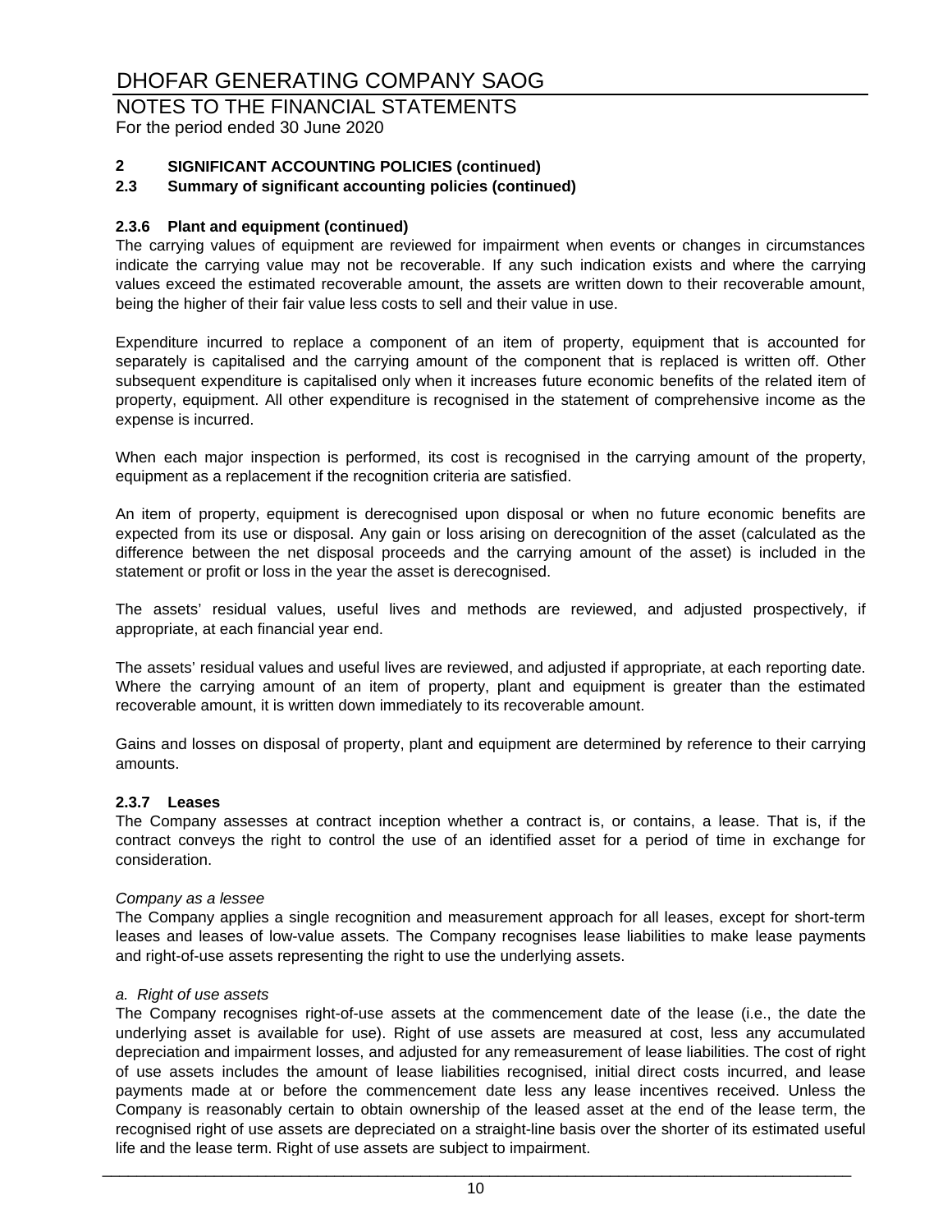# DHOFAR GENERATING COMPANY SAOG

NOTES TO THE FINANCIAL STATEMENTS
For the period ended 30 June 2020

## 2 SIGNIFICANT ACCOUNTING POLICIES (continued)

### 2.3 Summary of significant accounting policies (continued)

#### 2.3.6 Plant and equipment (continued)

The carrying values of equipment are reviewed for impairment when events or changes in circumstances indicate the carrying value may not be recoverable. If any such indication exists and where the carrying values exceed the estimated recoverable amount, the assets are written down to their recoverable amount, being the higher of their fair value less costs to sell and their value in use.

Expenditure incurred to replace a component of an item of property, equipment that is accounted for separately is capitalised and the carrying amount of the component that is replaced is written off. Other subsequent expenditure is capitalised only when it increases future economic benefits of the related item of property, equipment. All other expenditure is recognised in the statement of comprehensive income as the expense is incurred.

When each major inspection is performed, its cost is recognised in the carrying amount of the property, equipment as a replacement if the recognition criteria are satisfied.

An item of property, equipment is derecognised upon disposal or when no future economic benefits are expected from its use or disposal. Any gain or loss arising on derecognition of the asset (calculated as the difference between the net disposal proceeds and the carrying amount of the asset) is included in the statement or profit or loss in the year the asset is derecognised.

The assets' residual values, useful lives and methods are reviewed, and adjusted prospectively, if appropriate, at each financial year end.

The assets' residual values and useful lives are reviewed, and adjusted if appropriate, at each reporting date. Where the carrying amount of an item of property, plant and equipment is greater than the estimated recoverable amount, it is written down immediately to its recoverable amount.

Gains and losses on disposal of property, plant and equipment are determined by reference to their carrying amounts.

#### 2.3.7 Leases

The Company assesses at contract inception whether a contract is, or contains, a lease. That is, if the contract conveys the right to control the use of an identified asset for a period of time in exchange for consideration.

*Company as a lessee*

The Company applies a single recognition and measurement approach for all leases, except for short-term leases and leases of low-value assets. The Company recognises lease liabilities to make lease payments and right-of-use assets representing the right to use the underlying assets.

*a. Right of use assets*

The Company recognises right-of-use assets at the commencement date of the lease (i.e., the date the underlying asset is available for use). Right of use assets are measured at cost, less any accumulated depreciation and impairment losses, and adjusted for any remeasurement of lease liabilities. The cost of right of use assets includes the amount of lease liabilities recognised, initial direct costs incurred, and lease payments made at or before the commencement date less any lease incentives received. Unless the Company is reasonably certain to obtain ownership of the leased asset at the end of the lease term, the recognised right of use assets are depreciated on a straight-line basis over the shorter of its estimated useful life and the lease term. Right of use assets are subject to impairment.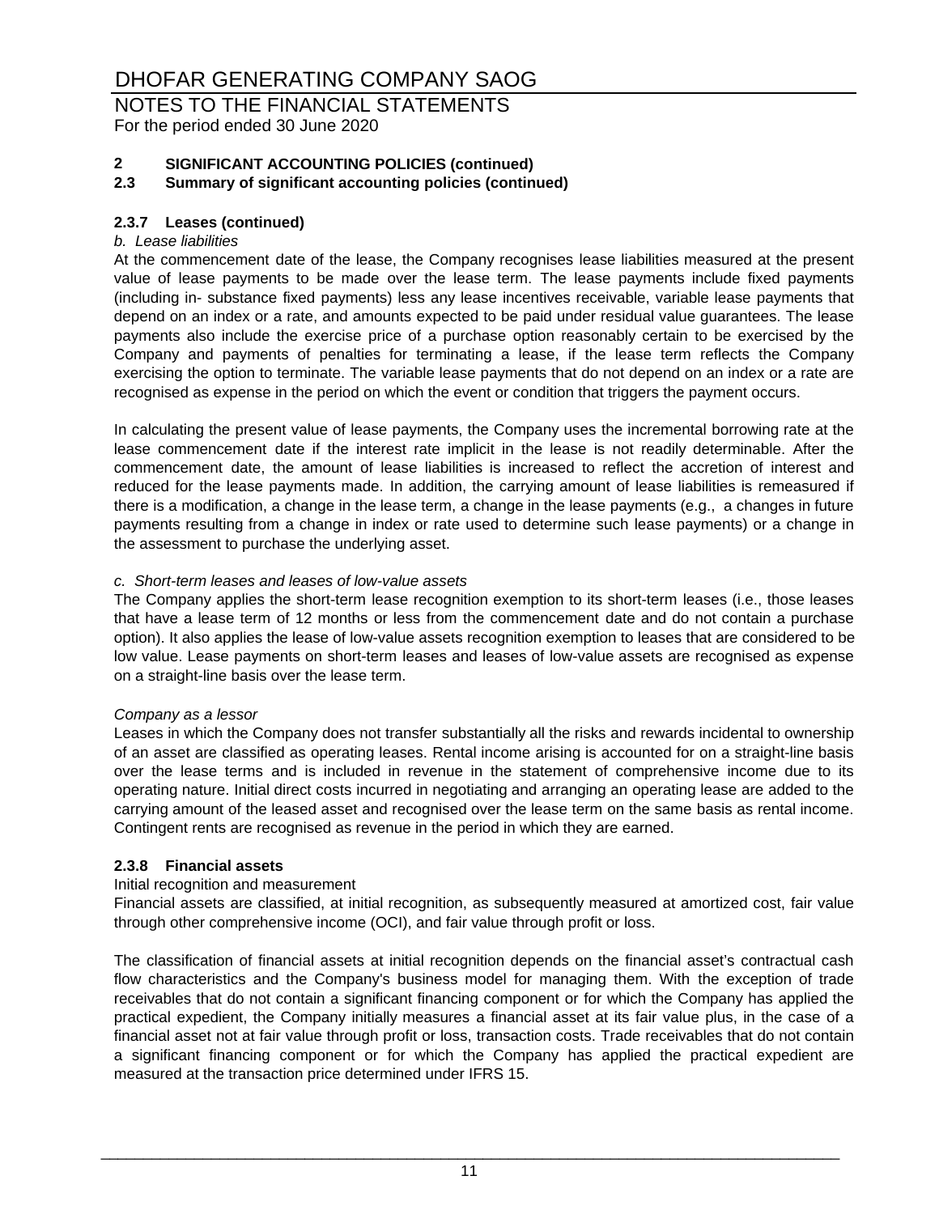## 2 SIGNIFICANT ACCOUNTING POLICIES (continued)

### 2.3 Summary of significant accounting policies (continued)

#### 2.3.7 Leases (continued)

*b. Lease liabilities*

At the commencement date of the lease, the Company recognises lease liabilities measured at the present value of lease payments to be made over the lease term. The lease payments include fixed payments (including in- substance fixed payments) less any lease incentives receivable, variable lease payments that depend on an index or a rate, and amounts expected to be paid under residual value guarantees. The lease payments also include the exercise price of a purchase option reasonably certain to be exercised by the Company and payments of penalties for terminating a lease, if the lease term reflects the Company exercising the option to terminate. The variable lease payments that do not depend on an index or a rate are recognised as expense in the period on which the event or condition that triggers the payment occurs.

In calculating the present value of lease payments, the Company uses the incremental borrowing rate at the lease commencement date if the interest rate implicit in the lease is not readily determinable. After the commencement date, the amount of lease liabilities is increased to reflect the accretion of interest and reduced for the lease payments made. In addition, the carrying amount of lease liabilities is remeasured if there is a modification, a change in the lease term, a change in the lease payments (e.g., a changes in future payments resulting from a change in index or rate used to determine such lease payments) or a change in the assessment to purchase the underlying asset.

*c. Short-term leases and leases of low-value assets*

The Company applies the short-term lease recognition exemption to its short-term leases (i.e., those leases that have a lease term of 12 months or less from the commencement date and do not contain a purchase option). It also applies the lease of low-value assets recognition exemption to leases that are considered to be low value. Lease payments on short-term leases and leases of low-value assets are recognised as expense on a straight-line basis over the lease term.

*Company as a lessor*

Leases in which the Company does not transfer substantially all the risks and rewards incidental to ownership of an asset are classified as operating leases. Rental income arising is accounted for on a straight-line basis over the lease terms and is included in revenue in the statement of comprehensive income due to its operating nature. Initial direct costs incurred in negotiating and arranging an operating lease are added to the carrying amount of the leased asset and recognised over the lease term on the same basis as rental income. Contingent rents are recognised as revenue in the period in which they are earned.

#### 2.3.8 Financial assets

Initial recognition and measurement

Financial assets are classified, at initial recognition, as subsequently measured at amortized cost, fair value through other comprehensive income (OCI), and fair value through profit or loss.

The classification of financial assets at initial recognition depends on the financial asset's contractual cash flow characteristics and the Company's business model for managing them. With the exception of trade receivables that do not contain a significant financing component or for which the Company has applied the practical expedient, the Company initially measures a financial asset at its fair value plus, in the case of a financial asset not at fair value through profit or loss, transaction costs. Trade receivables that do not contain a significant financing component or for which the Company has applied the practical expedient are measured at the transaction price determined under IFRS 15.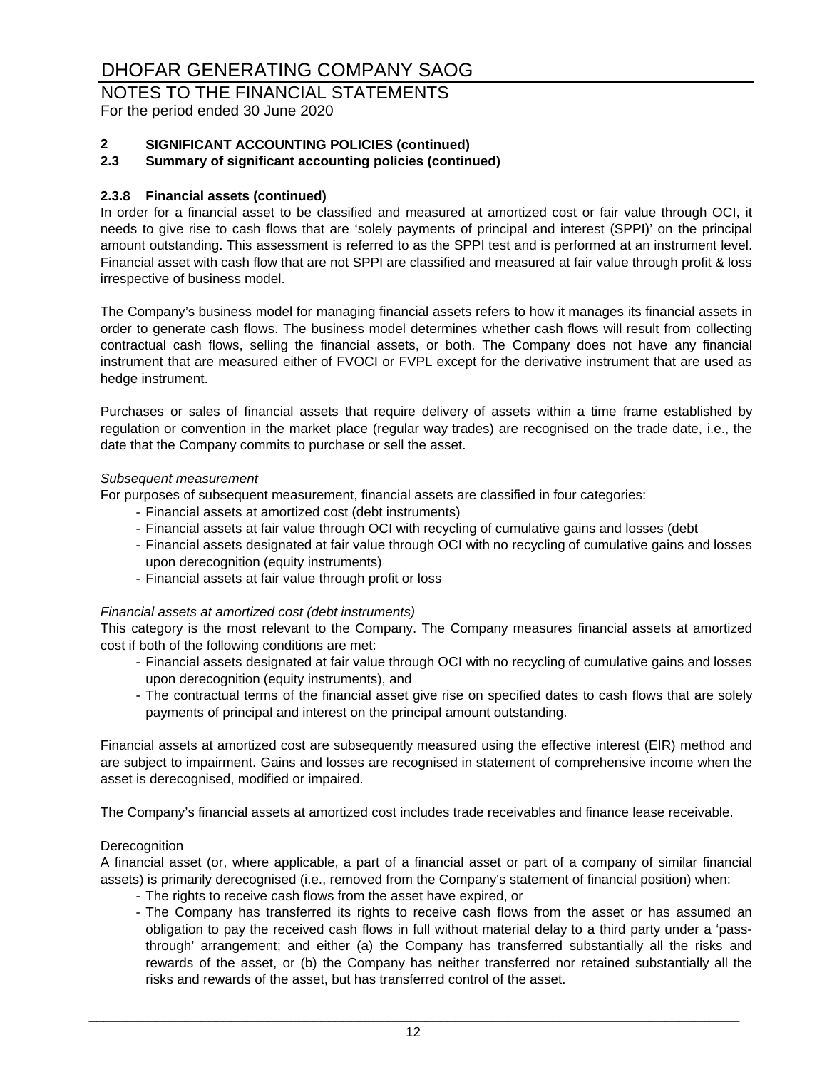# DHOFAR GENERATING COMPANY SAOG

## NOTES TO THE FINANCIAL STATEMENTS

For the period ended 30 June 2020

### 2 SIGNIFICANT ACCOUNTING POLICIES (continued)

### 2.3 Summary of significant accounting policies (continued)

#### 2.3.8 Financial assets (continued)

In order for a financial asset to be classified and measured at amortized cost or fair value through OCI, it needs to give rise to cash flows that are 'solely payments of principal and interest (SPPI)' on the principal amount outstanding. This assessment is referred to as the SPPI test and is performed at an instrument level. Financial asset with cash flow that are not SPPI are classified and measured at fair value through profit & loss irrespective of business model.

The Company's business model for managing financial assets refers to how it manages its financial assets in order to generate cash flows. The business model determines whether cash flows will result from collecting contractual cash flows, selling the financial assets, or both. The Company does not have any financial instrument that are measured either of FVOCI or FVPL except for the derivative instrument that are used as hedge instrument.

Purchases or sales of financial assets that require delivery of assets within a time frame established by regulation or convention in the market place (regular way trades) are recognised on the trade date, i.e., the date that the Company commits to purchase or sell the asset.

*Subsequent measurement*

For purposes of subsequent measurement, financial assets are classified in four categories:

- Financial assets at amortized cost (debt instruments)
- Financial assets at fair value through OCI with recycling of cumulative gains and losses (debt
- Financial assets designated at fair value through OCI with no recycling of cumulative gains and losses upon derecognition (equity instruments)
- Financial assets at fair value through profit or loss

*Financial assets at amortized cost (debt instruments)*

This category is the most relevant to the Company. The Company measures financial assets at amortized cost if both of the following conditions are met:

- Financial assets designated at fair value through OCI with no recycling of cumulative gains and losses upon derecognition (equity instruments), and
- The contractual terms of the financial asset give rise on specified dates to cash flows that are solely payments of principal and interest on the principal amount outstanding.

Financial assets at amortized cost are subsequently measured using the effective interest (EIR) method and are subject to impairment. Gains and losses are recognised in statement of comprehensive income when the asset is derecognised, modified or impaired.

The Company's financial assets at amortized cost includes trade receivables and finance lease receivable.

Derecognition

A financial asset (or, where applicable, a part of a financial asset or part of a company of similar financial assets) is primarily derecognised (i.e., removed from the Company's statement of financial position) when:

- The rights to receive cash flows from the asset have expired, or
- The Company has transferred its rights to receive cash flows from the asset or has assumed an obligation to pay the received cash flows in full without material delay to a third party under a 'pass-through' arrangement; and either (a) the Company has transferred substantially all the risks and rewards of the asset, or (b) the Company has neither transferred nor retained substantially all the risks and rewards of the asset, but has transferred control of the asset.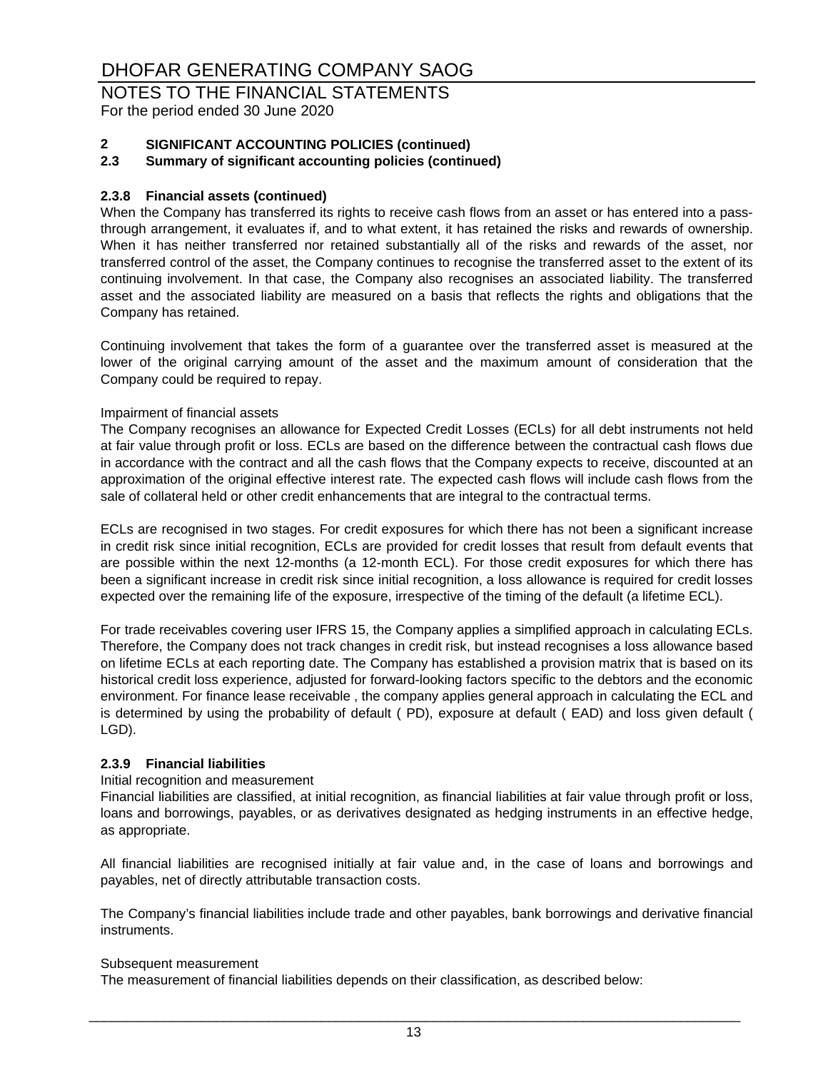# DHOFAR GENERATING COMPANY SAOG

## NOTES TO THE FINANCIAL STATEMENTS

For the period ended 30 June 2020

### 2 SIGNIFICANT ACCOUNTING POLICIES (continued)

### 2.3 Summary of significant accounting policies (continued)

#### 2.3.8 Financial assets (continued)

When the Company has transferred its rights to receive cash flows from an asset or has entered into a pass-through arrangement, it evaluates if, and to what extent, it has retained the risks and rewards of ownership. When it has neither transferred nor retained substantially all of the risks and rewards of the asset, nor transferred control of the asset, the Company continues to recognise the transferred asset to the extent of its continuing involvement. In that case, the Company also recognises an associated liability. The transferred asset and the associated liability are measured on a basis that reflects the rights and obligations that the Company has retained.

Continuing involvement that takes the form of a guarantee over the transferred asset is measured at the lower of the original carrying amount of the asset and the maximum amount of consideration that the Company could be required to repay.

Impairment of financial assets

The Company recognises an allowance for Expected Credit Losses (ECLs) for all debt instruments not held at fair value through profit or loss. ECLs are based on the difference between the contractual cash flows due in accordance with the contract and all the cash flows that the Company expects to receive, discounted at an approximation of the original effective interest rate. The expected cash flows will include cash flows from the sale of collateral held or other credit enhancements that are integral to the contractual terms.

ECLs are recognised in two stages. For credit exposures for which there has not been a significant increase in credit risk since initial recognition, ECLs are provided for credit losses that result from default events that are possible within the next 12-months (a 12-month ECL). For those credit exposures for which there has been a significant increase in credit risk since initial recognition, a loss allowance is required for credit losses expected over the remaining life of the exposure, irrespective of the timing of the default (a lifetime ECL).

For trade receivables covering user IFRS 15, the Company applies a simplified approach in calculating ECLs. Therefore, the Company does not track changes in credit risk, but instead recognises a loss allowance based on lifetime ECLs at each reporting date. The Company has established a provision matrix that is based on its historical credit loss experience, adjusted for forward-looking factors specific to the debtors and the economic environment. For finance lease receivable , the company applies general approach in calculating the ECL and is determined by using the probability of default ( PD), exposure at default ( EAD) and loss given default ( LGD).

#### 2.3.9 Financial liabilities

Initial recognition and measurement

Financial liabilities are classified, at initial recognition, as financial liabilities at fair value through profit or loss, loans and borrowings, payables, or as derivatives designated as hedging instruments in an effective hedge, as appropriate.

All financial liabilities are recognised initially at fair value and, in the case of loans and borrowings and payables, net of directly attributable transaction costs.

The Company's financial liabilities include trade and other payables, bank borrowings and derivative financial instruments.

Subsequent measurement

The measurement of financial liabilities depends on their classification, as described below: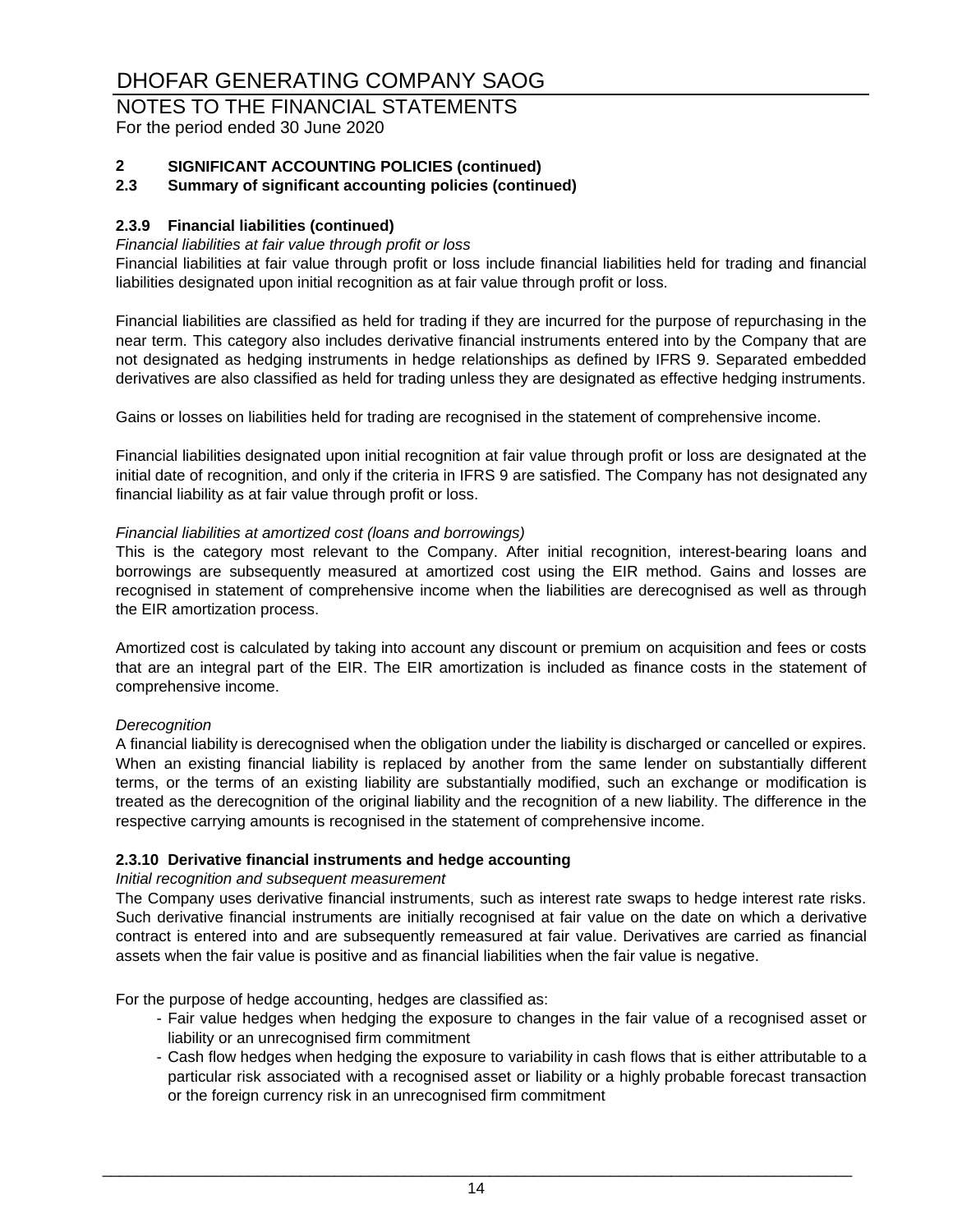## 2 SIGNIFICANT ACCOUNTING POLICIES (continued)

### 2.3 Summary of significant accounting policies (continued)

#### 2.3.9 Financial liabilities (continued)

*Financial liabilities at fair value through profit or loss*

Financial liabilities at fair value through profit or loss include financial liabilities held for trading and financial liabilities designated upon initial recognition as at fair value through profit or loss.

Financial liabilities are classified as held for trading if they are incurred for the purpose of repurchasing in the near term. This category also includes derivative financial instruments entered into by the Company that are not designated as hedging instruments in hedge relationships as defined by IFRS 9. Separated embedded derivatives are also classified as held for trading unless they are designated as effective hedging instruments.

Gains or losses on liabilities held for trading are recognised in the statement of comprehensive income.

Financial liabilities designated upon initial recognition at fair value through profit or loss are designated at the initial date of recognition, and only if the criteria in IFRS 9 are satisfied. The Company has not designated any financial liability as at fair value through profit or loss.

*Financial liabilities at amortized cost (loans and borrowings)*

This is the category most relevant to the Company. After initial recognition, interest-bearing loans and borrowings are subsequently measured at amortized cost using the EIR method. Gains and losses are recognised in statement of comprehensive income when the liabilities are derecognised as well as through the EIR amortization process.

Amortized cost is calculated by taking into account any discount or premium on acquisition and fees or costs that are an integral part of the EIR. The EIR amortization is included as finance costs in the statement of comprehensive income.

*Derecognition*

A financial liability is derecognised when the obligation under the liability is discharged or cancelled or expires. When an existing financial liability is replaced by another from the same lender on substantially different terms, or the terms of an existing liability are substantially modified, such an exchange or modification is treated as the derecognition of the original liability and the recognition of a new liability. The difference in the respective carrying amounts is recognised in the statement of comprehensive income.

#### 2.3.10 Derivative financial instruments and hedge accounting

*Initial recognition and subsequent measurement*

The Company uses derivative financial instruments, such as interest rate swaps to hedge interest rate risks. Such derivative financial instruments are initially recognised at fair value on the date on which a derivative contract is entered into and are subsequently remeasured at fair value. Derivatives are carried as financial assets when the fair value is positive and as financial liabilities when the fair value is negative.

For the purpose of hedge accounting, hedges are classified as:

- Fair value hedges when hedging the exposure to changes in the fair value of a recognised asset or liability or an unrecognised firm commitment
- Cash flow hedges when hedging the exposure to variability in cash flows that is either attributable to a particular risk associated with a recognised asset or liability or a highly probable forecast transaction or the foreign currency risk in an unrecognised firm commitment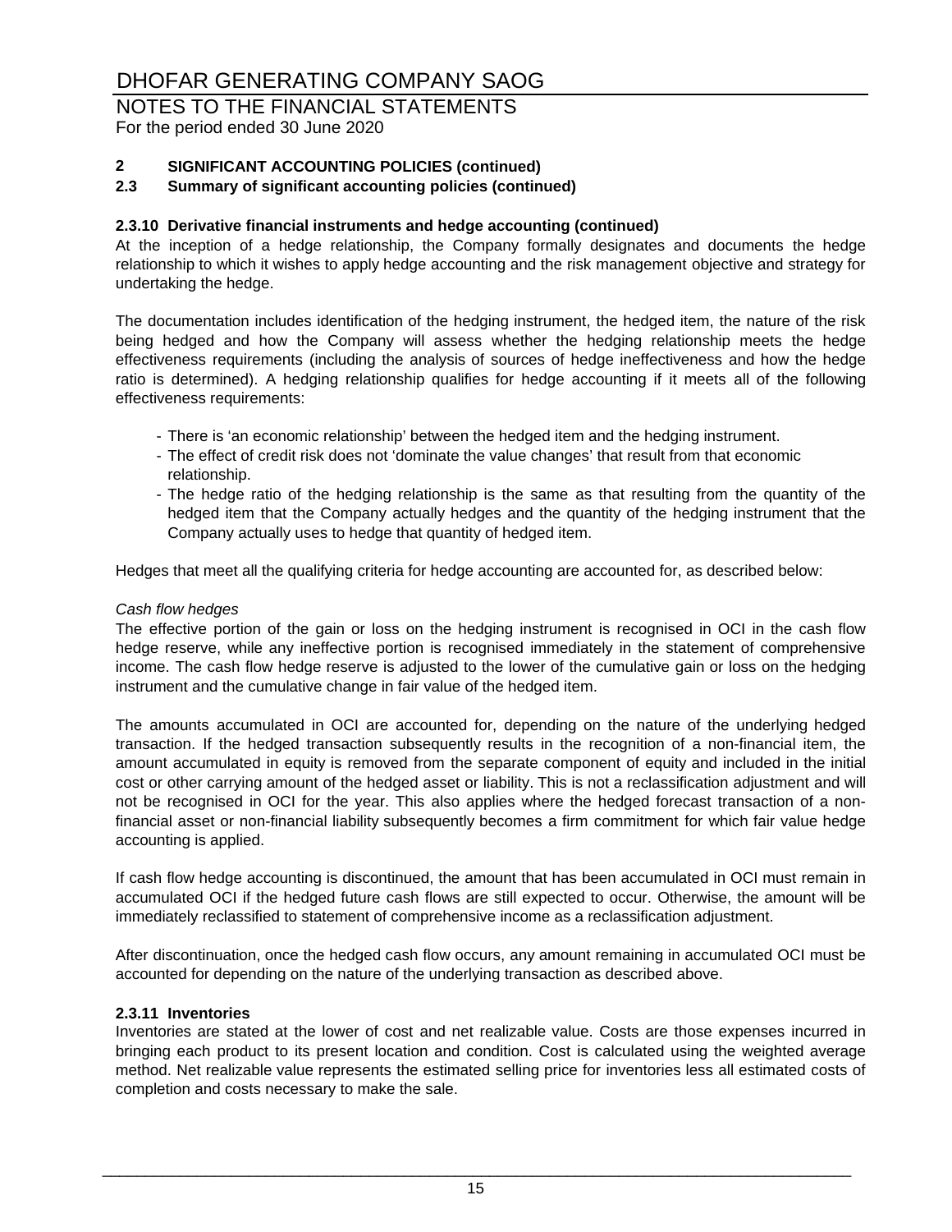## 2 SIGNIFICANT ACCOUNTING POLICIES (continued)

### 2.3 Summary of significant accounting policies (continued)

#### 2.3.10 Derivative financial instruments and hedge accounting (continued)

At the inception of a hedge relationship, the Company formally designates and documents the hedge relationship to which it wishes to apply hedge accounting and the risk management objective and strategy for undertaking the hedge.

The documentation includes identification of the hedging instrument, the hedged item, the nature of the risk being hedged and how the Company will assess whether the hedging relationship meets the hedge effectiveness requirements (including the analysis of sources of hedge ineffectiveness and how the hedge ratio is determined). A hedging relationship qualifies for hedge accounting if it meets all of the following effectiveness requirements:

- There is 'an economic relationship' between the hedged item and the hedging instrument.
- The effect of credit risk does not 'dominate the value changes' that result from that economic relationship.
- The hedge ratio of the hedging relationship is the same as that resulting from the quantity of the hedged item that the Company actually hedges and the quantity of the hedging instrument that the Company actually uses to hedge that quantity of hedged item.

Hedges that meet all the qualifying criteria for hedge accounting are accounted for, as described below:

*Cash flow hedges*

The effective portion of the gain or loss on the hedging instrument is recognised in OCI in the cash flow hedge reserve, while any ineffective portion is recognised immediately in the statement of comprehensive income. The cash flow hedge reserve is adjusted to the lower of the cumulative gain or loss on the hedging instrument and the cumulative change in fair value of the hedged item.

The amounts accumulated in OCI are accounted for, depending on the nature of the underlying hedged transaction. If the hedged transaction subsequently results in the recognition of a non-financial item, the amount accumulated in equity is removed from the separate component of equity and included in the initial cost or other carrying amount of the hedged asset or liability. This is not a reclassification adjustment and will not be recognised in OCI for the year. This also applies where the hedged forecast transaction of a non-financial asset or non-financial liability subsequently becomes a firm commitment for which fair value hedge accounting is applied.

If cash flow hedge accounting is discontinued, the amount that has been accumulated in OCI must remain in accumulated OCI if the hedged future cash flows are still expected to occur. Otherwise, the amount will be immediately reclassified to statement of comprehensive income as a reclassification adjustment.

After discontinuation, once the hedged cash flow occurs, any amount remaining in accumulated OCI must be accounted for depending on the nature of the underlying transaction as described above.

#### 2.3.11 Inventories

Inventories are stated at the lower of cost and net realizable value. Costs are those expenses incurred in bringing each product to its present location and condition. Cost is calculated using the weighted average method. Net realizable value represents the estimated selling price for inventories less all estimated costs of completion and costs necessary to make the sale.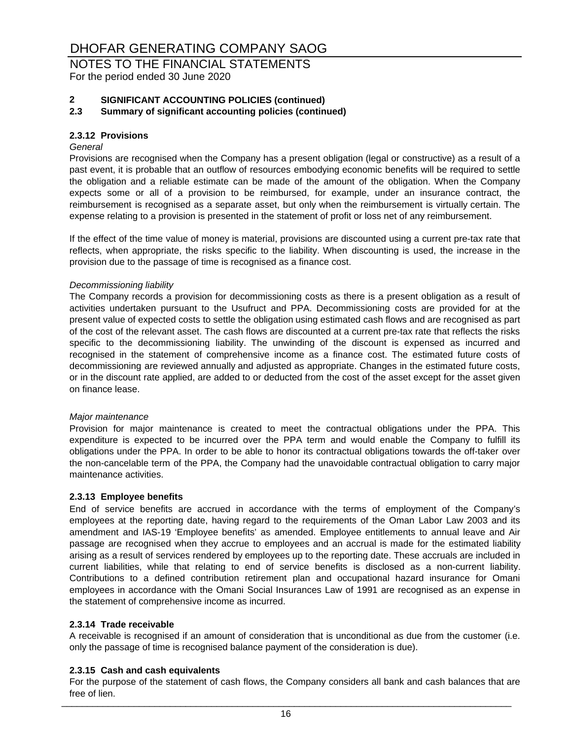## 2 SIGNIFICANT ACCOUNTING POLICIES (continued)

### 2.3 Summary of significant accounting policies (continued)

#### 2.3.12 Provisions

*General*

Provisions are recognised when the Company has a present obligation (legal or constructive) as a result of a past event, it is probable that an outflow of resources embodying economic benefits will be required to settle the obligation and a reliable estimate can be made of the amount of the obligation. When the Company expects some or all of a provision to be reimbursed, for example, under an insurance contract, the reimbursement is recognised as a separate asset, but only when the reimbursement is virtually certain. The expense relating to a provision is presented in the statement of profit or loss net of any reimbursement.

If the effect of the time value of money is material, provisions are discounted using a current pre-tax rate that reflects, when appropriate, the risks specific to the liability. When discounting is used, the increase in the provision due to the passage of time is recognised as a finance cost.

*Decommissioning liability*

The Company records a provision for decommissioning costs as there is a present obligation as a result of activities undertaken pursuant to the Usufruct and PPA. Decommissioning costs are provided for at the present value of expected costs to settle the obligation using estimated cash flows and are recognised as part of the cost of the relevant asset. The cash flows are discounted at a current pre-tax rate that reflects the risks specific to the decommissioning liability. The unwinding of the discount is expensed as incurred and recognised in the statement of comprehensive income as a finance cost. The estimated future costs of decommissioning are reviewed annually and adjusted as appropriate. Changes in the estimated future costs, or in the discount rate applied, are added to or deducted from the cost of the asset except for the asset given on finance lease.

*Major maintenance*

Provision for major maintenance is created to meet the contractual obligations under the PPA. This expenditure is expected to be incurred over the PPA term and would enable the Company to fulfill its obligations under the PPA. In order to be able to honor its contractual obligations towards the off-taker over the non-cancelable term of the PPA, the Company had the unavoidable contractual obligation to carry major maintenance activities.

#### 2.3.13 Employee benefits

End of service benefits are accrued in accordance with the terms of employment of the Company's employees at the reporting date, having regard to the requirements of the Oman Labor Law 2003 and its amendment and IAS-19 'Employee benefits' as amended. Employee entitlements to annual leave and Air passage are recognised when they accrue to employees and an accrual is made for the estimated liability arising as a result of services rendered by employees up to the reporting date. These accruals are included in current liabilities, while that relating to end of service benefits is disclosed as a non-current liability. Contributions to a defined contribution retirement plan and occupational hazard insurance for Omani employees in accordance with the Omani Social Insurances Law of 1991 are recognised as an expense in the statement of comprehensive income as incurred.

#### 2.3.14 Trade receivable

A receivable is recognised if an amount of consideration that is unconditional as due from the customer (i.e. only the passage of time is recognised balance payment of the consideration is due).

#### 2.3.15 Cash and cash equivalents

For the purpose of the statement of cash flows, the Company considers all bank and cash balances that are free of lien.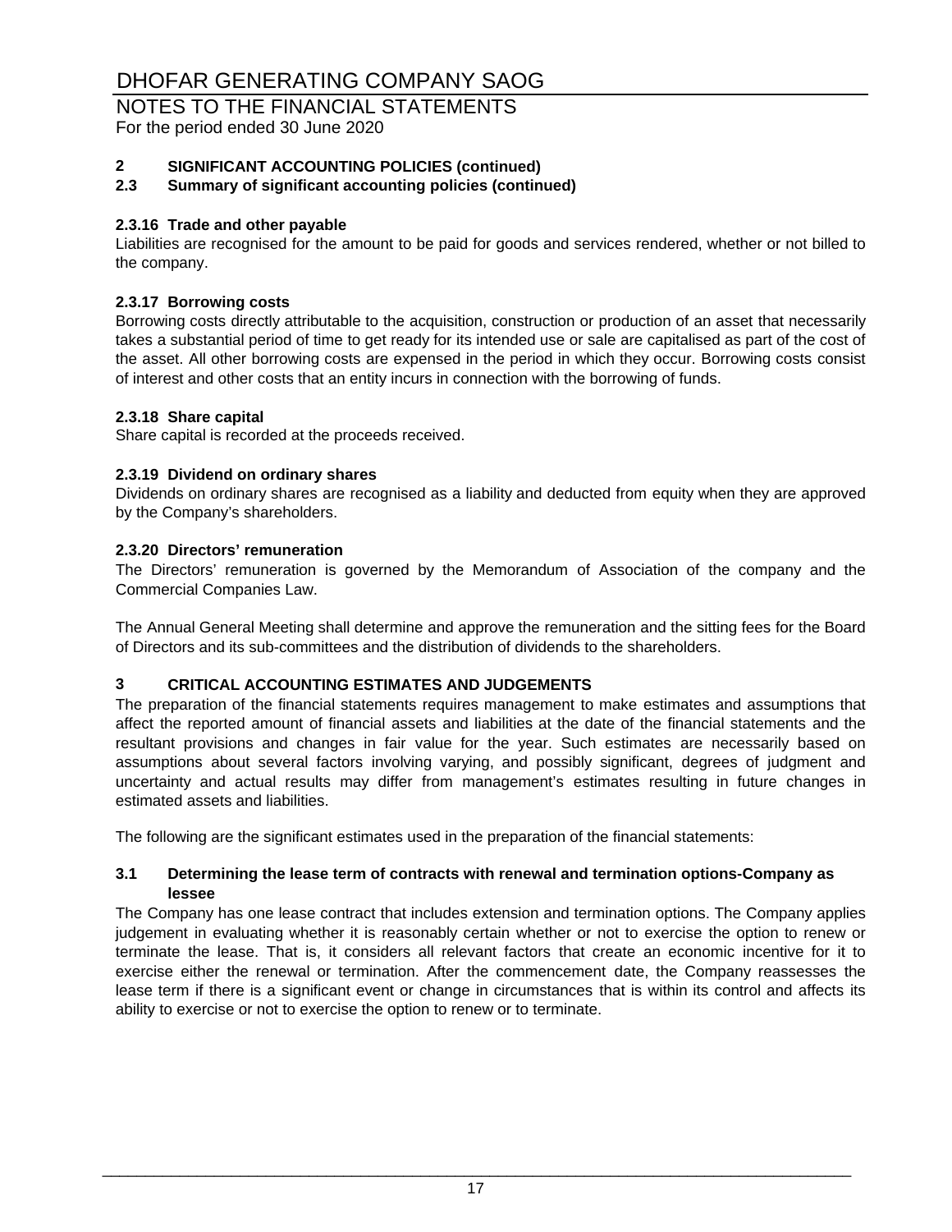# DHOFAR GENERATING COMPANY SAOG

## NOTES TO THE FINANCIAL STATEMENTS

For the period ended 30 June 2020

### 2 SIGNIFICANT ACCOUNTING POLICIES (continued)

### 2.3 Summary of significant accounting policies (continued)

#### 2.3.16 Trade and other payable

Liabilities are recognised for the amount to be paid for goods and services rendered, whether or not billed to the company.

#### 2.3.17 Borrowing costs

Borrowing costs directly attributable to the acquisition, construction or production of an asset that necessarily takes a substantial period of time to get ready for its intended use or sale are capitalised as part of the cost of the asset. All other borrowing costs are expensed in the period in which they occur. Borrowing costs consist of interest and other costs that an entity incurs in connection with the borrowing of funds.

#### 2.3.18 Share capital

Share capital is recorded at the proceeds received.

#### 2.3.19 Dividend on ordinary shares

Dividends on ordinary shares are recognised as a liability and deducted from equity when they are approved by the Company's shareholders.

#### 2.3.20 Directors' remuneration

The Directors' remuneration is governed by the Memorandum of Association of the company and the Commercial Companies Law.

The Annual General Meeting shall determine and approve the remuneration and the sitting fees for the Board of Directors and its sub-committees and the distribution of dividends to the shareholders.

### 3 CRITICAL ACCOUNTING ESTIMATES AND JUDGEMENTS

The preparation of the financial statements requires management to make estimates and assumptions that affect the reported amount of financial assets and liabilities at the date of the financial statements and the resultant provisions and changes in fair value for the year. Such estimates are necessarily based on assumptions about several factors involving varying, and possibly significant, degrees of judgment and uncertainty and actual results may differ from management's estimates resulting in future changes in estimated assets and liabilities.

The following are the significant estimates used in the preparation of the financial statements:

#### 3.1 Determining the lease term of contracts with renewal and termination options-Company as lessee

The Company has one lease contract that includes extension and termination options. The Company applies judgement in evaluating whether it is reasonably certain whether or not to exercise the option to renew or terminate the lease. That is, it considers all relevant factors that create an economic incentive for it to exercise either the renewal or termination. After the commencement date, the Company reassesses the lease term if there is a significant event or change in circumstances that is within its control and affects its ability to exercise or not to exercise the option to renew or to terminate.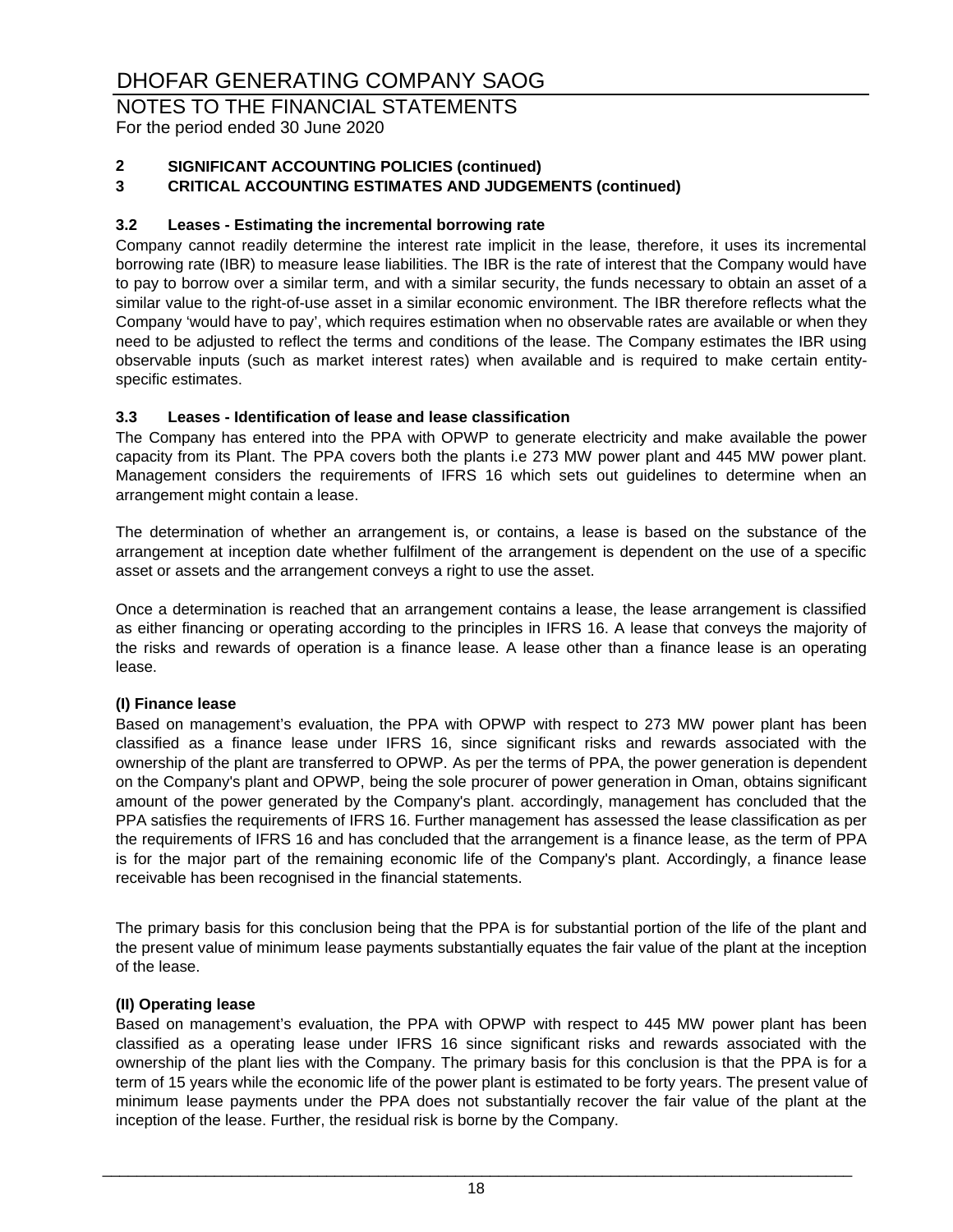## 2 SIGNIFICANT ACCOUNTING POLICIES (continued)

## 3 CRITICAL ACCOUNTING ESTIMATES AND JUDGEMENTS (continued)

### 3.2 Leases - Estimating the incremental borrowing rate

Company cannot readily determine the interest rate implicit in the lease, therefore, it uses its incremental borrowing rate (IBR) to measure lease liabilities. The IBR is the rate of interest that the Company would have to pay to borrow over a similar term, and with a similar security, the funds necessary to obtain an asset of a similar value to the right-of-use asset in a similar economic environment. The IBR therefore reflects what the Company 'would have to pay', which requires estimation when no observable rates are available or when they need to be adjusted to reflect the terms and conditions of the lease. The Company estimates the IBR using observable inputs (such as market interest rates) when available and is required to make certain entity-specific estimates.

### 3.3 Leases - Identification of lease and lease classification

The Company has entered into the PPA with OPWP to generate electricity and make available the power capacity from its Plant. The PPA covers both the plants i.e 273 MW power plant and 445 MW power plant. Management considers the requirements of IFRS 16 which sets out guidelines to determine when an arrangement might contain a lease.

The determination of whether an arrangement is, or contains, a lease is based on the substance of the arrangement at inception date whether fulfilment of the arrangement is dependent on the use of a specific asset or assets and the arrangement conveys a right to use the asset.

Once a determination is reached that an arrangement contains a lease, the lease arrangement is classified as either financing or operating according to the principles in IFRS 16. A lease that conveys the majority of the risks and rewards of operation is a finance lease. A lease other than a finance lease is an operating lease.

**(I) Finance lease**

Based on management's evaluation, the PPA with OPWP with respect to 273 MW power plant has been classified as a finance lease under IFRS 16, since significant risks and rewards associated with the ownership of the plant are transferred to OPWP. As per the terms of PPA, the power generation is dependent on the Company's plant and OPWP, being the sole procurer of power generation in Oman, obtains significant amount of the power generated by the Company's plant. accordingly, management has concluded that the PPA satisfies the requirements of IFRS 16. Further management has assessed the lease classification as per the requirements of IFRS 16 and has concluded that the arrangement is a finance lease, as the term of PPA is for the major part of the remaining economic life of the Company's plant. Accordingly, a finance lease receivable has been recognised in the financial statements.

The primary basis for this conclusion being that the PPA is for substantial portion of the life of the plant and the present value of minimum lease payments substantially equates the fair value of the plant at the inception of the lease.

**(II) Operating lease**

Based on management's evaluation, the PPA with OPWP with respect to 445 MW power plant has been classified as a operating lease under IFRS 16 since significant risks and rewards associated with the ownership of the plant lies with the Company. The primary basis for this conclusion is that the PPA is for a term of 15 years while the economic life of the power plant is estimated to be forty years. The present value of minimum lease payments under the PPA does not substantially recover the fair value of the plant at the inception of the lease. Further, the residual risk is borne by the Company.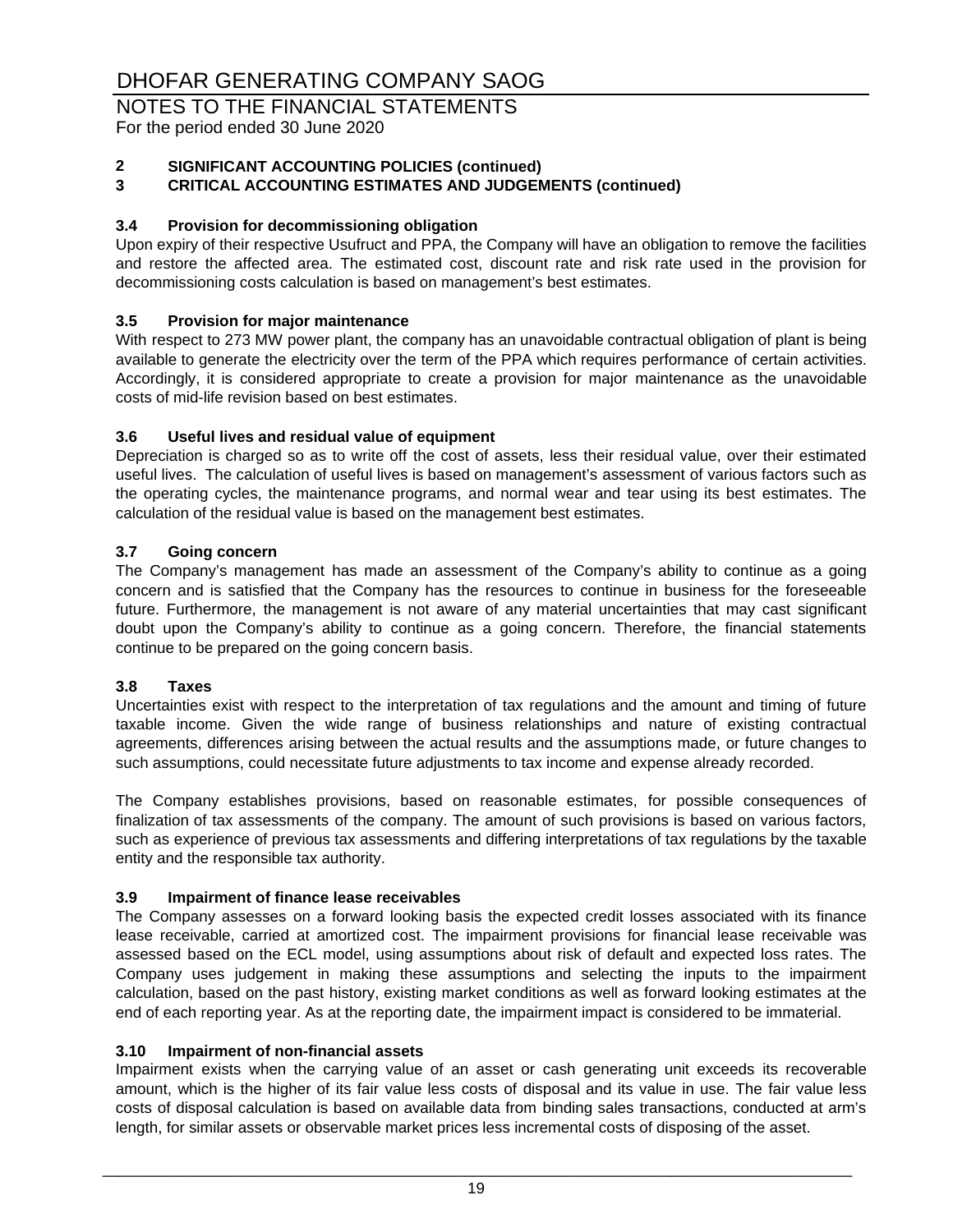# DHOFAR GENERATING COMPANY SAOG

## NOTES TO THE FINANCIAL STATEMENTS

For the period ended 30 June 2020

**2 SIGNIFICANT ACCOUNTING POLICIES (continued)**

**3 CRITICAL ACCOUNTING ESTIMATES AND JUDGEMENTS (continued)**

### 3.4 Provision for decommissioning obligation

Upon expiry of their respective Usufruct and PPA, the Company will have an obligation to remove the facilities and restore the affected area. The estimated cost, discount rate and risk rate used in the provision for decommissioning costs calculation is based on management's best estimates.

### 3.5 Provision for major maintenance

With respect to 273 MW power plant, the company has an unavoidable contractual obligation of plant is being available to generate the electricity over the term of the PPA which requires performance of certain activities. Accordingly, it is considered appropriate to create a provision for major maintenance as the unavoidable costs of mid-life revision based on best estimates.

### 3.6 Useful lives and residual value of equipment

Depreciation is charged so as to write off the cost of assets, less their residual value, over their estimated useful lives. The calculation of useful lives is based on management's assessment of various factors such as the operating cycles, the maintenance programs, and normal wear and tear using its best estimates. The calculation of the residual value is based on the management best estimates.

### 3.7 Going concern

The Company's management has made an assessment of the Company's ability to continue as a going concern and is satisfied that the Company has the resources to continue in business for the foreseeable future. Furthermore, the management is not aware of any material uncertainties that may cast significant doubt upon the Company's ability to continue as a going concern. Therefore, the financial statements continue to be prepared on the going concern basis.

### 3.8 Taxes

Uncertainties exist with respect to the interpretation of tax regulations and the amount and timing of future taxable income. Given the wide range of business relationships and nature of existing contractual agreements, differences arising between the actual results and the assumptions made, or future changes to such assumptions, could necessitate future adjustments to tax income and expense already recorded.

The Company establishes provisions, based on reasonable estimates, for possible consequences of finalization of tax assessments of the company. The amount of such provisions is based on various factors, such as experience of previous tax assessments and differing interpretations of tax regulations by the taxable entity and the responsible tax authority.

### 3.9 Impairment of finance lease receivables

The Company assesses on a forward looking basis the expected credit losses associated with its finance lease receivable, carried at amortized cost. The impairment provisions for financial lease receivable was assessed based on the ECL model, using assumptions about risk of default and expected loss rates. The Company uses judgement in making these assumptions and selecting the inputs to the impairment calculation, based on the past history, existing market conditions as well as forward looking estimates at the end of each reporting year. As at the reporting date, the impairment impact is considered to be immaterial.

### 3.10 Impairment of non-financial assets

Impairment exists when the carrying value of an asset or cash generating unit exceeds its recoverable amount, which is the higher of its fair value less costs of disposal and its value in use. The fair value less costs of disposal calculation is based on available data from binding sales transactions, conducted at arm's length, for similar assets or observable market prices less incremental costs of disposing of the asset.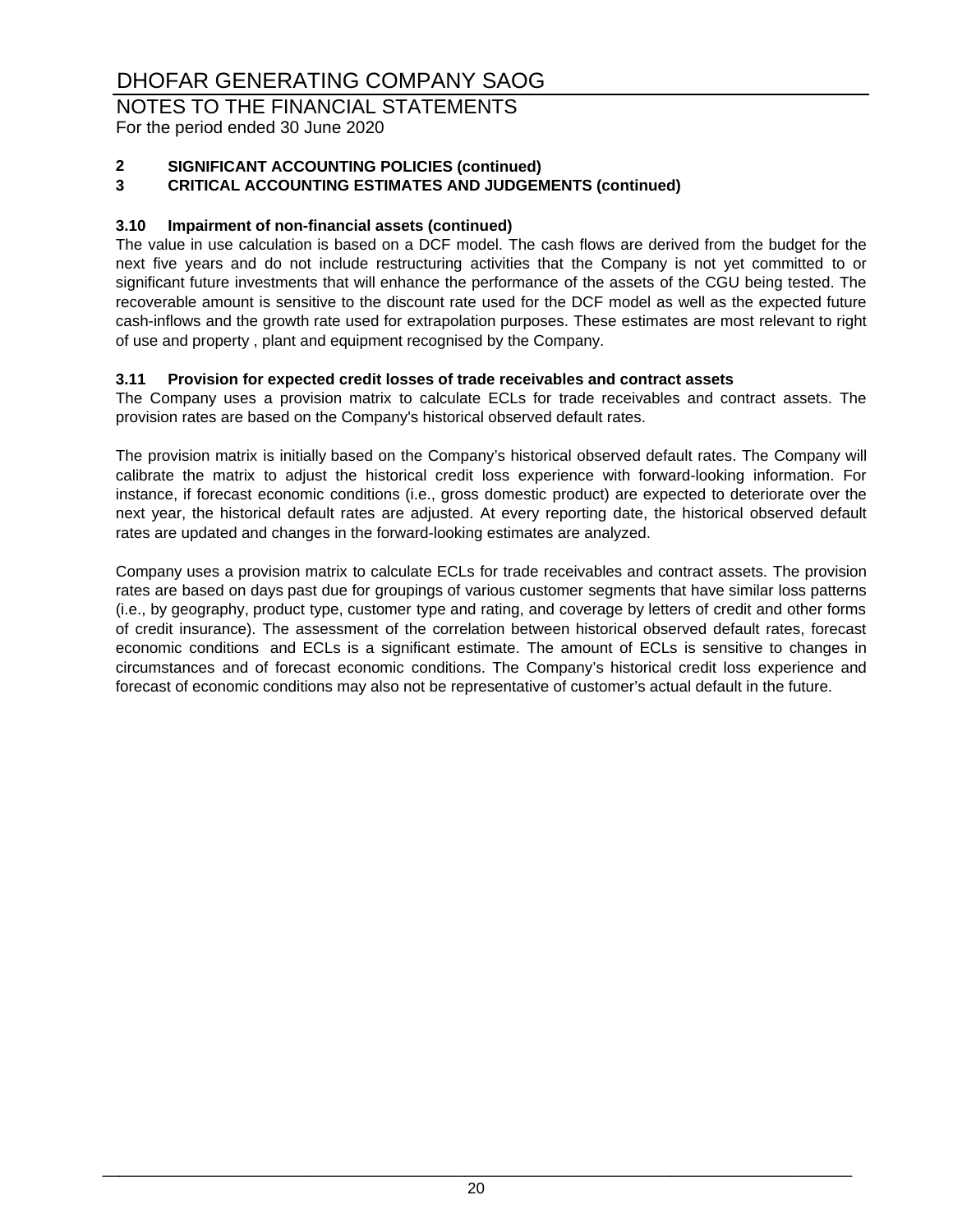## 2 SIGNIFICANT ACCOUNTING POLICIES (continued)

## 3 CRITICAL ACCOUNTING ESTIMATES AND JUDGEMENTS (continued)

### 3.10 Impairment of non-financial assets (continued)

The value in use calculation is based on a DCF model. The cash flows are derived from the budget for the next five years and do not include restructuring activities that the Company is not yet committed to or significant future investments that will enhance the performance of the assets of the CGU being tested. The recoverable amount is sensitive to the discount rate used for the DCF model as well as the expected future cash-inflows and the growth rate used for extrapolation purposes. These estimates are most relevant to right of use and property , plant and equipment recognised by the Company.

### 3.11 Provision for expected credit losses of trade receivables and contract assets

The Company uses a provision matrix to calculate ECLs for trade receivables and contract assets. The provision rates are based on the Company's historical observed default rates.

The provision matrix is initially based on the Company's historical observed default rates. The Company will calibrate the matrix to adjust the historical credit loss experience with forward-looking information. For instance, if forecast economic conditions (i.e., gross domestic product) are expected to deteriorate over the next year, the historical default rates are adjusted. At every reporting date, the historical observed default rates are updated and changes in the forward-looking estimates are analyzed.

Company uses a provision matrix to calculate ECLs for trade receivables and contract assets. The provision rates are based on days past due for groupings of various customer segments that have similar loss patterns (i.e., by geography, product type, customer type and rating, and coverage by letters of credit and other forms of credit insurance). The assessment of the correlation between historical observed default rates, forecast economic conditions and ECLs is a significant estimate. The amount of ECLs is sensitive to changes in circumstances and of forecast economic conditions. The Company's historical credit loss experience and forecast of economic conditions may also not be representative of customer's actual default in the future.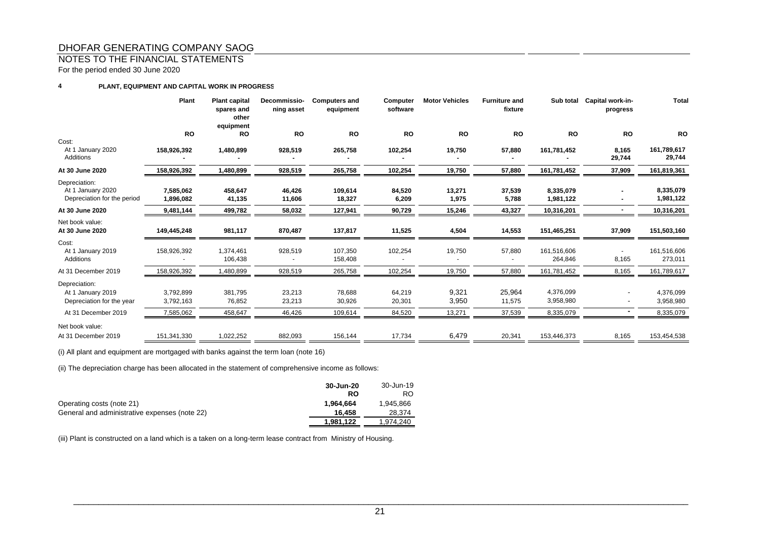# DHOFAR GENERATING COMPANY SAOG

## NOTES TO THE FINANCIAL STATEMENTS

For the period ended 30 June 2020

### 4 PLANT, EQUIPMENT AND CAPITAL WORK IN PROGRESS

| | Plant | Plant capital spares and other equipment | Decommissioning asset | Computers and equipment | Computer software | Motor Vehicles | Furniture and fixture | Sub total | Capital work-in-progress | Total |
|---|---|---|---|---|---|---|---|---|---|---|
| | RO | RO | RO | RO | RO | RO | RO | RO | RO | RO |
| Cost: | | | | | | | | | | |
| At 1 January 2020 | **158,926,392** | **1,480,899** | **928,519** | **265,758** | **102,254** | **19,750** | **57,880** | **161,781,452** | **8,165** | **161,789,617** |
| Additions | **-** | **-** | **-** | **-** | **-** | **-** | **-** | **-** | **29,744** | **29,744** |
| **At 30 June 2020** | **158,926,392** | **1,480,899** | **928,519** | **265,758** | **102,254** | **19,750** | **57,880** | **161,781,452** | **37,909** | **161,819,361** |
| Depreciation: | | | | | | | | | | |
| At 1 January 2020 | **7,585,062** | **458,647** | **46,426** | **109,614** | **84,520** | **13,271** | **37,539** | **8,335,079** | **-** | **8,335,079** |
| Depreciation for the period | **1,896,082** | **41,135** | **11,606** | **18,327** | **6,209** | **1,975** | **5,788** | **1,981,122** | **-** | **1,981,122** |
| **At 30 June 2020** | **9,481,144** | **499,782** | **58,032** | **127,941** | **90,729** | **15,246** | **43,327** | **10,316,201** | **-** | **10,316,201** |
| Net book value: | | | | | | | | | | |
| **At 30 June 2020** | **149,445,248** | **981,117** | **870,487** | **137,817** | **11,525** | **4,504** | **14,553** | **151,465,251** | **37,909** | **151,503,160** |
| Cost: | | | | | | | | | | |
| At 1 January 2019 | 158,926,392 | 1,374,461 | 928,519 | 107,350 | 102,254 | 19,750 | 57,880 | 161,516,606 | - | 161,516,606 |
| Additions | - | 106,438 | - | 158,408 | - | - | - | 264,846 | 8,165 | 273,011 |
| At 31 December 2019 | 158,926,392 | 1,480,899 | 928,519 | 265,758 | 102,254 | 19,750 | 57,880 | 161,781,452 | 8,165 | 161,789,617 |
| Depreciation: | | | | | | | | | | |
| At 1 January 2019 | 3,792,899 | 381,795 | 23,213 | 78,688 | 64,219 | 9,321 | 25,964 | 4,376,099 | - | 4,376,099 |
| Depreciation for the year | 3,792,163 | 76,852 | 23,213 | 30,926 | 20,301 | 3,950 | 11,575 | 3,958,980 | - | 3,958,980 |
| At 31 December 2019 | 7,585,062 | 458,647 | 46,426 | 109,614 | 84,520 | 13,271 | 37,539 | 8,335,079 | - | 8,335,079 |
| Net book value: | | | | | | | | | | |
| At 31 December 2019 | 151,341,330 | 1,022,252 | 882,093 | 156,144 | 17,734 | 6,479 | 20,341 | 153,446,373 | 8,165 | 153,454,538 |

(i) All plant and equipment are mortgaged with banks against the term loan (note 16)

(ii) The depreciation charge has been allocated in the statement of comprehensive income as follows:

| | 30-Jun-20 | 30-Jun-19 |
|---|---|---|
| | **RO** | RO |
| Operating costs (note 21) | **1,964,664** | 1,945,866 |
| General and administrative expenses (note 22) | **16,458** | 28,374 |
| | **1,981,122** | 1,974,240 |

(iii) Plant is constructed on a land which is a taken on a long-term lease contract from Ministry of Housing.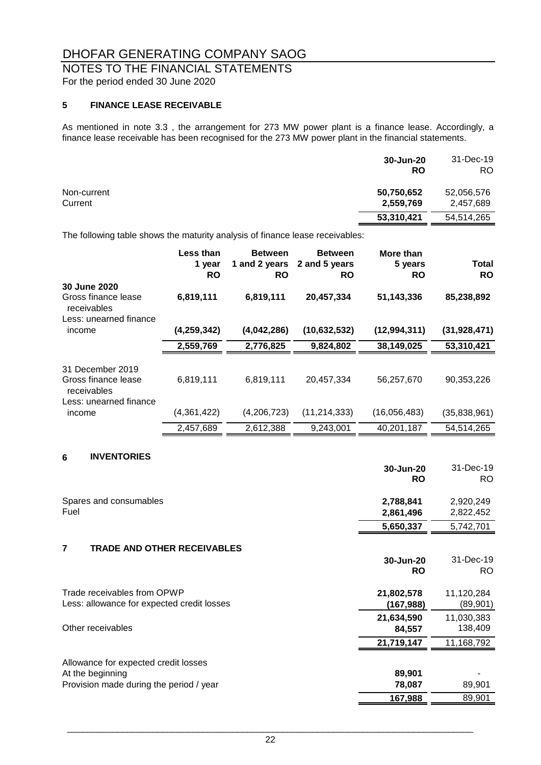# DHOFAR GENERATING COMPANY SAOG

## NOTES TO THE FINANCIAL STATEMENTS

For the period ended 30 June 2020

### 5 FINANCE LEASE RECEIVABLE

As mentioned in note 3.3 , the arrangement for 273 MW power plant is a finance lease. Accordingly, a finance lease receivable has been recognised for the 273 MW power plant in the financial statements.

| | 30-Jun-20 RO | 31-Dec-19 RO |
|---|---|---|
| Non-current | **50,750,652** | 52,056,576 |
| Current | **2,559,769** | 2,457,689 |
| | **53,310,421** | 54,514,265 |

The following table shows the maturity analysis of finance lease receivables:

| | Less than 1 year RO | Between 1 and 2 years RO | Between 2 and 5 years RO | More than 5 years RO | Total RO |
|---|---|---|---|---|---|
| **30 June 2020** | | | | | |
| Gross finance lease receivables | **6,819,111** | **6,819,111** | **20,457,334** | **51,143,336** | **85,238,892** |
| Less: unearned finance income | **(4,259,342)** | **(4,042,286)** | **(10,632,532)** | **(12,994,311)** | **(31,928,471)** |
| | **2,559,769** | **2,776,825** | **9,824,802** | **38,149,025** | **53,310,421** |
| 31 December 2019 | | | | | |
| Gross finance lease receivables | 6,819,111 | 6,819,111 | 20,457,334 | 56,257,670 | 90,353,226 |
| Less: unearned finance income | (4,361,422) | (4,206,723) | (11,214,333) | (16,056,483) | (35,838,961) |
| | 2,457,689 | 2,612,388 | 9,243,001 | 40,201,187 | 54,514,265 |

### 6 INVENTORIES

| | 30-Jun-20 RO | 31-Dec-19 RO |
|---|---|---|
| Spares and consumables | **2,788,841** | 2,920,249 |
| Fuel | **2,861,496** | 2,822,452 |
| | **5,650,337** | 5,742,701 |

### 7 TRADE AND OTHER RECEIVABLES

| | 30-Jun-20 RO | 31-Dec-19 RO |
|---|---|---|
| Trade receivables from OPWP | **21,802,578** | 11,120,284 |
| Less: allowance for expected credit losses | **(167,988)** | (89,901) |
| | **21,634,590** | 11,030,383 |
| Other receivables | **84,557** | 138,409 |
| | **21,719,147** | 11,168,792 |
| Allowance for expected credit losses | | |
| At the beginning | **89,901** | - |
| Provision made during the period / year | **78,087** | 89,901 |
| | **167,988** | 89,901 |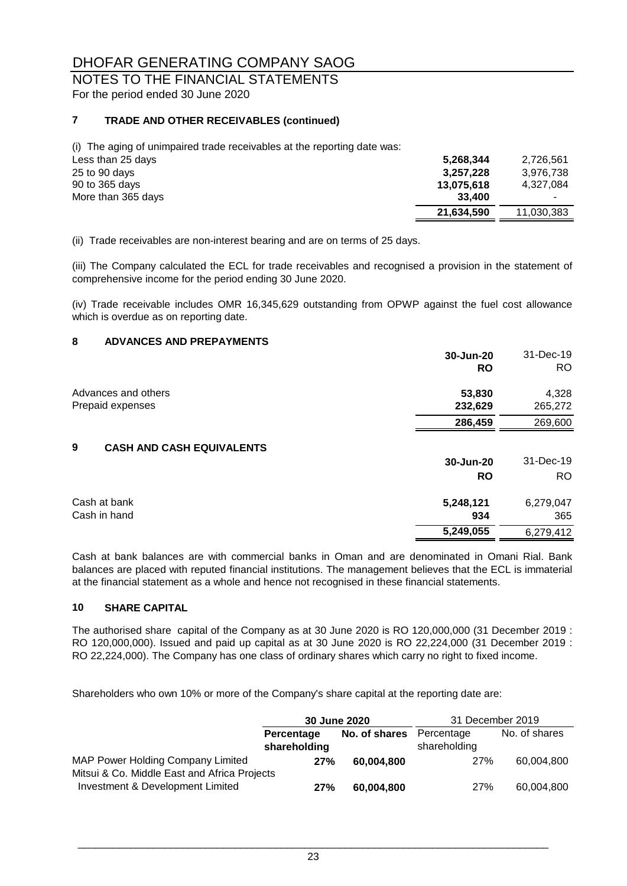# DHOFAR GENERATING COMPANY SAOG

## NOTES TO THE FINANCIAL STATEMENTS

For the period ended 30 June 2020

### 7 TRADE AND OTHER RECEIVABLES (continued)

(i) The aging of unimpaired trade receivables at the reporting date was:

| | | |
|---|---|---|
| Less than 25 days | **5,268,344** | 2,726,561 |
| 25 to 90 days | **3,257,228** | 3,976,738 |
| 90 to 365 days | **13,075,618** | 4,327,084 |
| More than 365 days | **33,400** | - |
| | **21,634,590** | 11,030,383 |

(ii) Trade receivables are non-interest bearing and are on terms of 25 days.

(iii) The Company calculated the ECL for trade receivables and recognised a provision in the statement of comprehensive income for the period ending 30 June 2020.

(iv) Trade receivable includes OMR 16,345,629 outstanding from OPWP against the fuel cost allowance which is overdue as on reporting date.

### 8 ADVANCES AND PREPAYMENTS

| | **30-Jun-20** | 31-Dec-19 |
|---|---|---|
| | **RO** | RO |
| Advances and others | **53,830** | 4,328 |
| Prepaid expenses | **232,629** | 265,272 |
| | **286,459** | 269,600 |

### 9 CASH AND CASH EQUIVALENTS

| | **30-Jun-20** | 31-Dec-19 |
|---|---|---|
| | **RO** | RO |
| Cash at bank | **5,248,121** | 6,279,047 |
| Cash in hand | **934** | 365 |
| | **5,249,055** | 6,279,412 |

Cash at bank balances are with commercial banks in Oman and are denominated in Omani Rial. Bank balances are placed with reputed financial institutions. The management believes that the ECL is immaterial at the financial statement as a whole and hence not recognised in these financial statements.

### 10 SHARE CAPITAL

The authorised share capital of the Company as at 30 June 2020 is RO 120,000,000 (31 December 2019 : RO 120,000,000). Issued and paid up capital as at 30 June 2020 is RO 22,224,000 (31 December 2019 : RO 22,224,000). The Company has one class of ordinary shares which carry no right to fixed income.

Shareholders who own 10% or more of the Company's share capital at the reporting date are:

| | **30 June 2020** | | 31 December 2019 | |
|---|---|---|---|---|
| | **Percentage shareholding** | **No. of shares** | Percentage shareholding | No. of shares |
| MAP Power Holding Company Limited | **27%** | **60,004,800** | 27% | 60,004,800 |
| Mitsui & Co. Middle East and Africa Projects Investment & Development Limited | **27%** | **60,004,800** | 27% | 60,004,800 |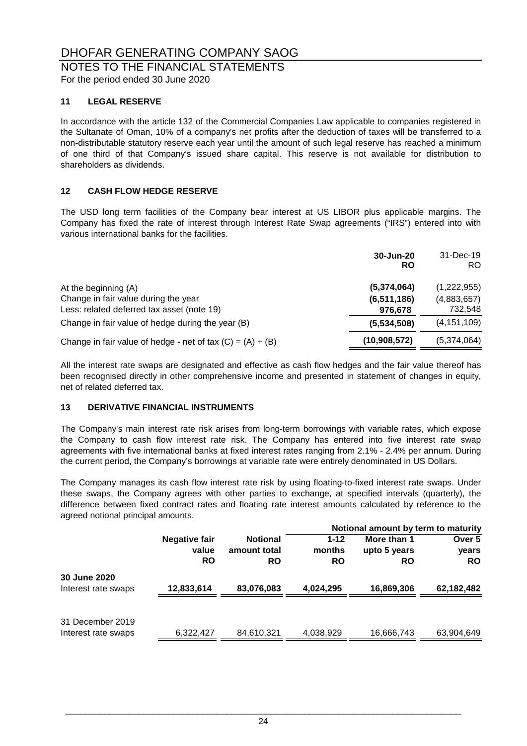# DHOFAR GENERATING COMPANY SAOG

## NOTES TO THE FINANCIAL STATEMENTS

For the period ended 30 June 2020

### 11 LEGAL RESERVE

In accordance with the article 132 of the Commercial Companies Law applicable to companies registered in the Sultanate of Oman, 10% of a company's net profits after the deduction of taxes will be transferred to a non-distributable statutory reserve each year until the amount of such legal reserve has reached a minimum of one third of that Company's issued share capital. This reserve is not available for distribution to shareholders as dividends.

### 12 CASH FLOW HEDGE RESERVE

The USD long term facilities of the Company bear interest at US LIBOR plus applicable margins. The Company has fixed the rate of interest through Interest Rate Swap agreements ("IRS") entered into with various international banks for the facilities.

| | **30-Jun-20** | 31-Dec-19 |
|---|---|---|
| | **RO** | RO |
| At the beginning (A) | **(5,374,064)** | (1,222,955) |
| Change in fair value during the year | **(6,511,186)** | (4,883,657) |
| Less: related deferred tax asset (note 19) | **976,678** | 732,548 |
| Change in fair value of hedge during the year (B) | **(5,534,508)** | (4,151,109) |
| Change in fair value of hedge - net of tax (C) = (A) + (B) | **(10,908,572)** | (5,374,064) |

All the interest rate swaps are designated and effective as cash flow hedges and the fair value thereof has been recognised directly in other comprehensive income and presented in statement of changes in equity, net of related deferred tax.

### 13 DERIVATIVE FINANCIAL INSTRUMENTS

The Company's main interest rate risk arises from long-term borrowings with variable rates, which expose the Company to cash flow interest rate risk. The Company has entered into five interest rate swap agreements with five international banks at fixed interest rates ranging from 2.1% - 2.4% per annum. During the current period, the Company's borrowings at variable rate were entirely denominated in US Dollars.

The Company manages its cash flow interest rate risk by using floating-to-fixed interest rate swaps. Under these swaps, the Company agrees with other parties to exchange, at specified intervals (quarterly), the difference between fixed contract rates and floating rate interest amounts calculated by reference to the agreed notional principal amounts.

| | | | **Notional amount by term to maturity** | | |
|---|---|---|---|---|---|
| | **Negative fair value** | **Notional amount total** | **1-12 months** | **More than 1 upto 5 years** | **Over 5 years** |
| | **RO** | **RO** | **RO** | **RO** | **RO** |
| **30 June 2020** | | | | | |
| Interest rate swaps | **12,833,614** | **83,076,083** | **4,024,295** | **16,869,306** | **62,182,482** |
| 31 December 2019 | | | | | |
| Interest rate swaps | 6,322,427 | 84,610,321 | 4,038,929 | 16,666,743 | 63,904,649 |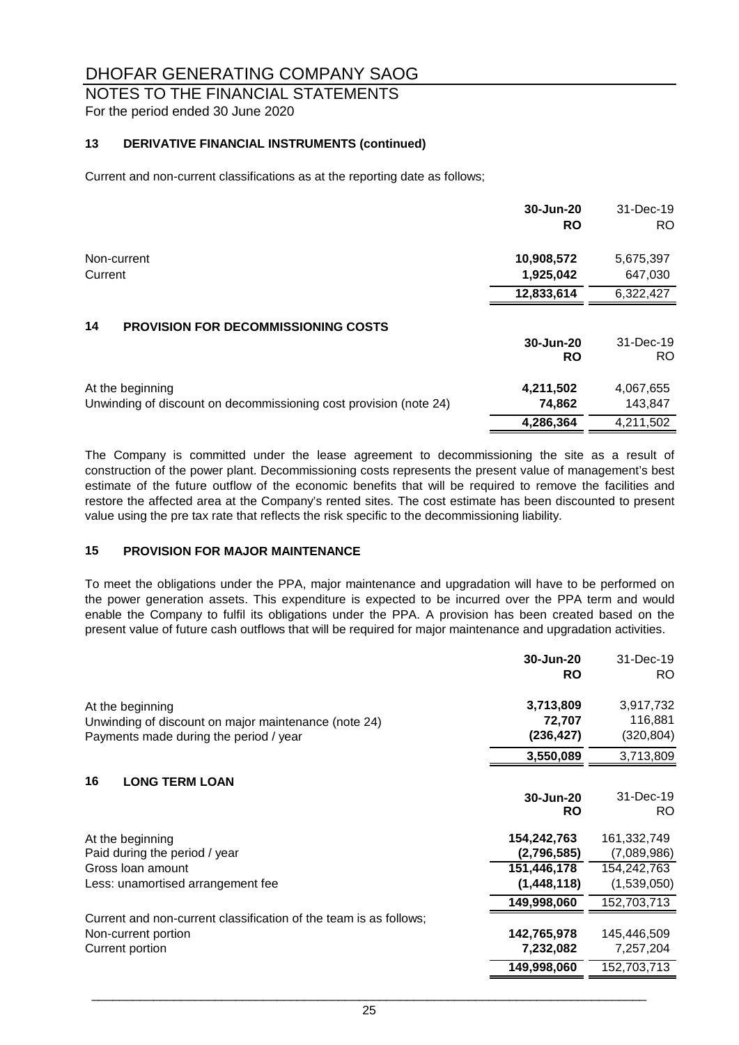# DHOFAR GENERATING COMPANY SAOG

## NOTES TO THE FINANCIAL STATEMENTS

For the period ended 30 June 2020

### 13 DERIVATIVE FINANCIAL INSTRUMENTS (continued)

Current and non-current classifications as at the reporting date as follows;

| | **30-Jun-20** **RO** | 31-Dec-19 RO |
|---|---|---|
| Non-current | **10,908,572** | 5,675,397 |
| Current | **1,925,042** | 647,030 |
| | **12,833,614** | 6,322,427 |

### 14 PROVISION FOR DECOMMISSIONING COSTS

| | **30-Jun-20** **RO** | 31-Dec-19 RO |
|---|---|---|
| At the beginning | **4,211,502** | 4,067,655 |
| Unwinding of discount on decommissioning cost provision (note 24) | **74,862** | 143,847 |
| | **4,286,364** | 4,211,502 |

The Company is committed under the lease agreement to decommissioning the site as a result of construction of the power plant. Decommissioning costs represents the present value of management's best estimate of the future outflow of the economic benefits that will be required to remove the facilities and restore the affected area at the Company's rented sites. The cost estimate has been discounted to present value using the pre tax rate that reflects the risk specific to the decommissioning liability.

### 15 PROVISION FOR MAJOR MAINTENANCE

To meet the obligations under the PPA, major maintenance and upgradation will have to be performed on the power generation assets. This expenditure is expected to be incurred over the PPA term and would enable the Company to fulfil its obligations under the PPA. A provision has been created based on the present value of future cash outflows that will be required for major maintenance and upgradation activities.

| | **30-Jun-20** **RO** | 31-Dec-19 RO |
|---|---|---|
| At the beginning | **3,713,809** | 3,917,732 |
| Unwinding of discount on major maintenance (note 24) | **72,707** | 116,881 |
| Payments made during the period / year | **(236,427)** | (320,804) |
| | **3,550,089** | 3,713,809 |

### 16 LONG TERM LOAN

| | **30-Jun-20** **RO** | 31-Dec-19 RO |
|---|---|---|
| At the beginning | **154,242,763** | 161,332,749 |
| Paid during the period / year | **(2,796,585)** | (7,089,986) |
| Gross loan amount | **151,446,178** | 154,242,763 |
| Less: unamortised arrangement fee | **(1,448,118)** | (1,539,050) |
| | **149,998,060** | 152,703,713 |
| Current and non-current classification of the team is as follows; | | |
| Non-current portion | **142,765,978** | 145,446,509 |
| Current portion | **7,232,082** | 7,257,204 |
| | **149,998,060** | 152,703,713 |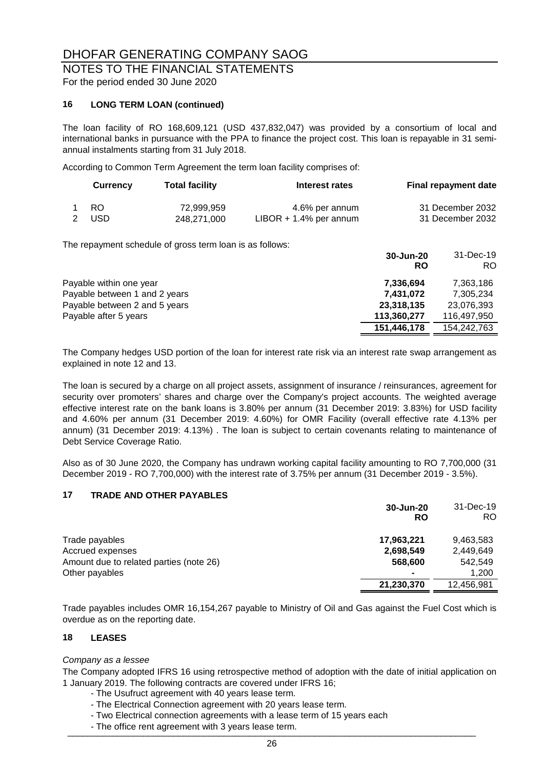# DHOFAR GENERATING COMPANY SAOG

## NOTES TO THE FINANCIAL STATEMENTS

For the period ended 30 June 2020

### 16 LONG TERM LOAN (continued)

The loan facility of RO 168,609,121 (USD 437,832,047) was provided by a consortium of local and international banks in pursuance with the PPA to finance the project cost. This loan is repayable in 31 semi-annual instalments starting from 31 July 2018.

According to Common Term Agreement the term loan facility comprises of:

| | Currency | Total facility | Interest rates | Final repayment date |
|---|---|---|---|---|
| 1 | RO | 72,999,959 | 4.6% per annum | 31 December 2032 |
| 2 | USD | 248,271,000 | LIBOR + 1.4% per annum | 31 December 2032 |

The repayment schedule of gross term loan is as follows:

| | **30-Jun-20 RO** | 31-Dec-19 RO |
|---|---|---|
| Payable within one year | **7,336,694** | 7,363,186 |
| Payable between 1 and 2 years | **7,431,072** | 7,305,234 |
| Payable between 2 and 5 years | **23,318,135** | 23,076,393 |
| Payable after 5 years | **113,360,277** | 116,497,950 |
| | **151,446,178** | 154,242,763 |

The Company hedges USD portion of the loan for interest rate risk via an interest rate swap arrangement as explained in note 12 and 13.

The loan is secured by a charge on all project assets, assignment of insurance / reinsurances, agreement for security over promoters' shares and charge over the Company's project accounts. The weighted average effective interest rate on the bank loans is 3.80% per annum (31 December 2019: 3.83%) for USD facility and 4.60% per annum (31 December 2019: 4.60%) for OMR Facility (overall effective rate 4.13% per annum) (31 December 2019: 4.13%) . The loan is subject to certain covenants relating to maintenance of Debt Service Coverage Ratio.

Also as of 30 June 2020, the Company has undrawn working capital facility amounting to RO 7,700,000 (31 December 2019 - RO 7,700,000) with the interest rate of 3.75% per annum (31 December 2019 - 3.5%).

### 17 TRADE AND OTHER PAYABLES

| | **30-Jun-20 RO** | 31-Dec-19 RO |
|---|---|---|
| Trade payables | **17,963,221** | 9,463,583 |
| Accrued expenses | **2,698,549** | 2,449,649 |
| Amount due to related parties (note 26) | **568,600** | 542,549 |
| Other payables | **-** | 1,200 |
| | **21,230,370** | 12,456,981 |

Trade payables includes OMR 16,154,267 payable to Ministry of Oil and Gas against the Fuel Cost which is overdue as on the reporting date.

### 18 LEASES

*Company as a lessee*

The Company adopted IFRS 16 using retrospective method of adoption with the date of initial application on 1 January 2019. The following contracts are covered under IFRS 16;

- The Usufruct agreement with 40 years lease term.
- The Electrical Connection agreement with 20 years lease term.
- Two Electrical connection agreements with a lease term of 15 years each
- The office rent agreement with 3 years lease term.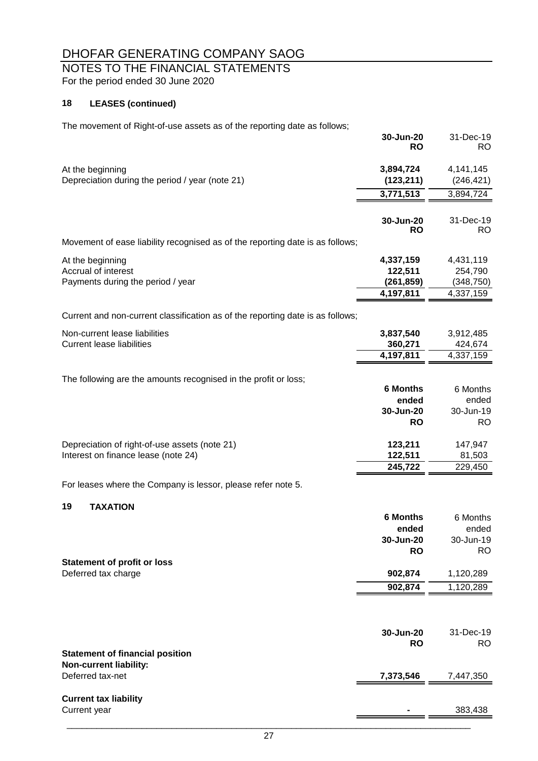# DHOFAR GENERATING COMPANY SAOG

## NOTES TO THE FINANCIAL STATEMENTS

For the period ended 30 June 2020

### 18 LEASES (continued)

The movement of Right-of-use assets as of the reporting date as follows;

| | **30-Jun-20 RO** | 31-Dec-19 RO |
|---|---|---|
| At the beginning | **3,894,724** | 4,141,145 |
| Depreciation during the period / year (note 21) | **(123,211)** | (246,421) |
| | **3,771,513** | 3,894,724 |

Movement of ease liability recognised as of the reporting date is as follows;

| | **30-Jun-20 RO** | 31-Dec-19 RO |
|---|---|---|
| At the beginning | **4,337,159** | 4,431,119 |
| Accrual of interest | **122,511** | 254,790 |
| Payments during the period / year | **(261,859)** | (348,750) |
| | **4,197,811** | 4,337,159 |

Current and non-current classification as of the reporting date is as follows;

| | **30-Jun-20 RO** | 31-Dec-19 RO |
|---|---|---|
| Non-current lease liabilities | **3,837,540** | 3,912,485 |
| Current lease liabilities | **360,271** | 424,674 |
| | **4,197,811** | 4,337,159 |

The following are the amounts recognised in the profit or loss;

| | **6 Months ended 30-Jun-20 RO** | 6 Months ended 30-Jun-19 RO |
|---|---|---|
| Depreciation of right-of-use assets (note 21) | **123,211** | 147,947 |
| Interest on finance lease (note 24) | **122,511** | 81,503 |
| | **245,722** | 229,450 |

For leases where the Company is lessor, please refer note 5.

### 19 TAXATION

| | **6 Months ended 30-Jun-20 RO** | 6 Months ended 30-Jun-19 RO |
|---|---|---|
| **Statement of profit or loss** | | |
| Deferred tax charge | **902,874** | 1,120,289 |
| | **902,874** | 1,120,289 |

| | **30-Jun-20 RO** | 31-Dec-19 RO |
|---|---|---|
| **Statement of financial position** | | |
| **Non-current liability:** | | |
| Deferred tax-net | **7,373,546** | 7,447,350 |
| **Current tax liability** | | |
| Current year | **-** | 383,438 |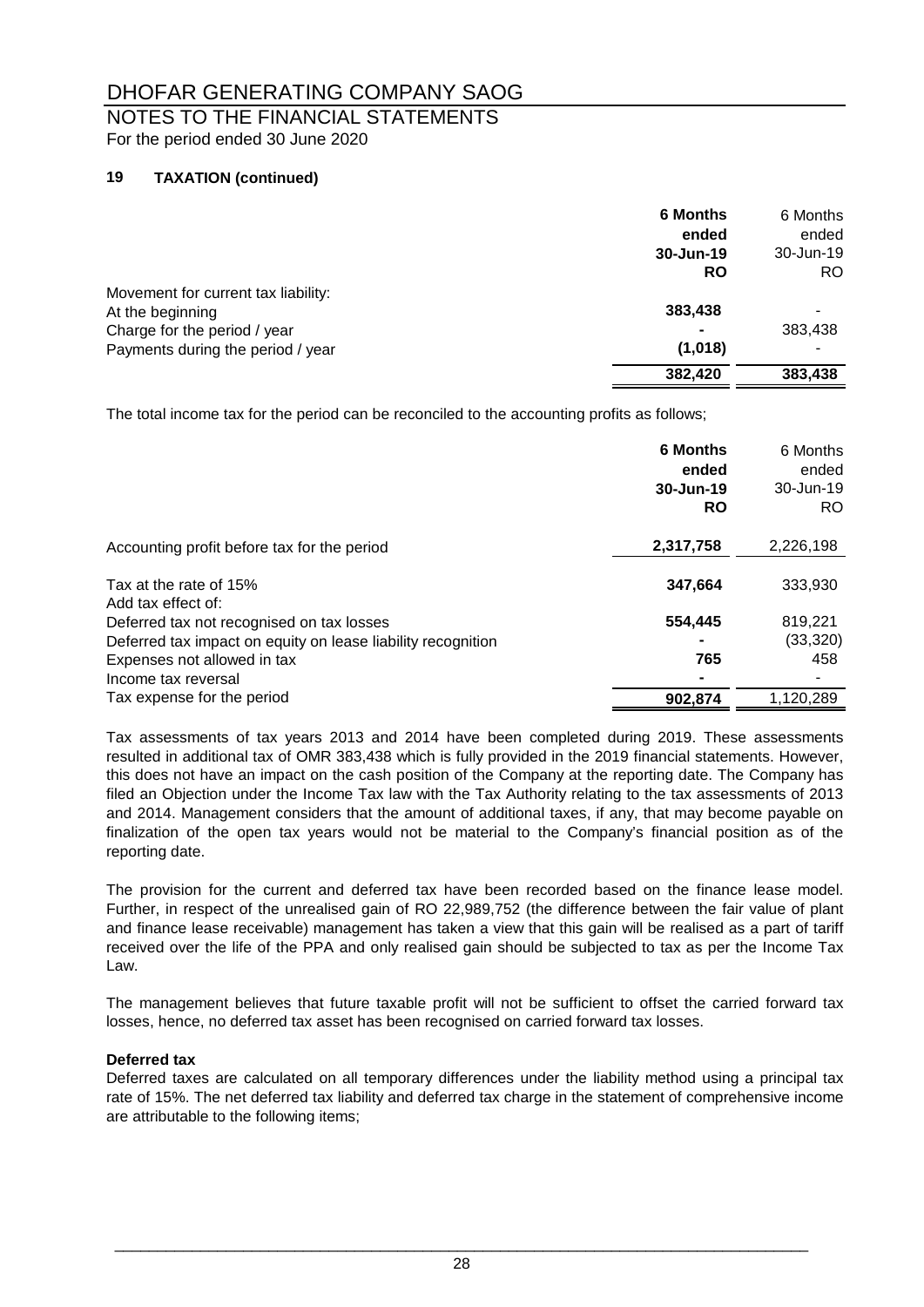# DHOFAR GENERATING COMPANY SAOG

## NOTES TO THE FINANCIAL STATEMENTS

For the period ended 30 June 2020

### 19 TAXATION (continued)

| | **6 Months ended 30-Jun-19 RO** | 6 Months ended 30-Jun-19 RO |
|---|---|---|
| Movement for current tax liability: | | |
| At the beginning | **383,438** | - |
| Charge for the period / year | **-** | 383,438 |
| Payments during the period / year | **(1,018)** | - |
| | **382,420** | 383,438 |

The total income tax for the period can be reconciled to the accounting profits as follows;

| | **6 Months ended 30-Jun-19 RO** | 6 Months ended 30-Jun-19 RO |
|---|---|---|
| Accounting profit before tax for the period | **2,317,758** | 2,226,198 |
| Tax at the rate of 15% | **347,664** | 333,930 |
| Add tax effect of: | | |
| Deferred tax not recognised on tax losses | **554,445** | 819,221 |
| Deferred tax impact on equity on lease liability recognition | **-** | (33,320) |
| Expenses not allowed in tax | **765** | 458 |
| Income tax reversal | **-** | - |
| Tax expense for the period | **902,874** | 1,120,289 |

Tax assessments of tax years 2013 and 2014 have been completed during 2019. These assessments resulted in additional tax of OMR 383,438 which is fully provided in the 2019 financial statements. However, this does not have an impact on the cash position of the Company at the reporting date. The Company has filed an Objection under the Income Tax law with the Tax Authority relating to the tax assessments of 2013 and 2014. Management considers that the amount of additional taxes, if any, that may become payable on finalization of the open tax years would not be material to the Company's financial position as of the reporting date.

The provision for the current and deferred tax have been recorded based on the finance lease model. Further, in respect of the unrealised gain of RO 22,989,752 (the difference between the fair value of plant and finance lease receivable) management has taken a view that this gain will be realised as a part of tariff received over the life of the PPA and only realised gain should be subjected to tax as per the Income Tax Law.

The management believes that future taxable profit will not be sufficient to offset the carried forward tax losses, hence, no deferred tax asset has been recognised on carried forward tax losses.

**Deferred tax**

Deferred taxes are calculated on all temporary differences under the liability method using a principal tax rate of 15%. The net deferred tax liability and deferred tax charge in the statement of comprehensive income are attributable to the following items;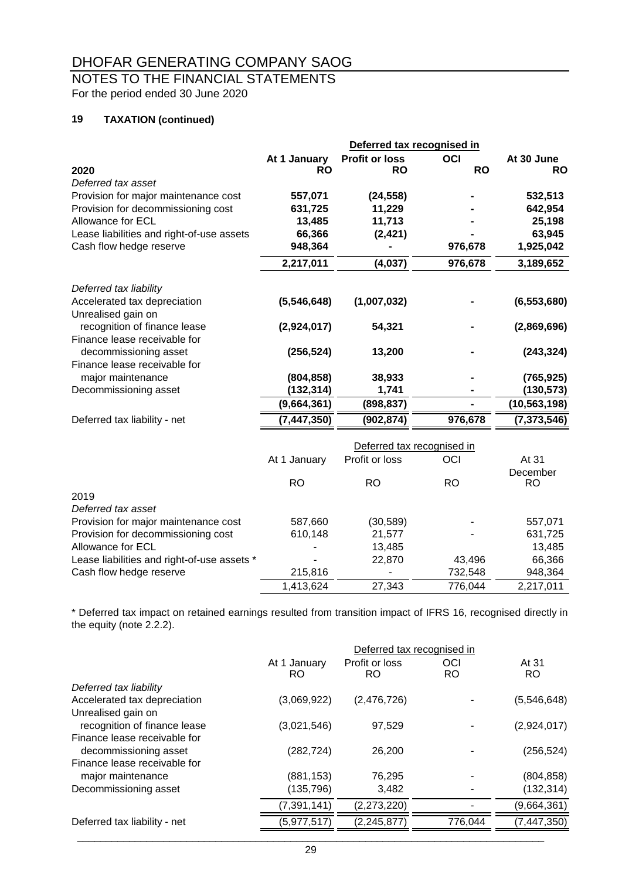# DHOFAR GENERATING COMPANY SAOG

## NOTES TO THE FINANCIAL STATEMENTS

For the period ended 30 June 2020

### 19 TAXATION (continued)

| | | Deferred tax recognised in | | |
|---|---|---|---|---|
| **2020** | **At 1 January RO** | **Profit or loss RO** | **OCI RO** | **At 30 June RO** |
| *Deferred tax asset* | | | | |
| Provision for major maintenance cost | **557,071** | **(24,558)** | **-** | **532,513** |
| Provision for decommissioning cost | **631,725** | **11,229** | **-** | **642,954** |
| Allowance for ECL | **13,485** | **11,713** | **-** | **25,198** |
| Lease liabilities and right-of-use assets | **66,366** | **(2,421)** | **-** | **63,945** |
| Cash flow hedge reserve | **948,364** | **-** | **976,678** | **1,925,042** |
| | **2,217,011** | **(4,037)** | **976,678** | **3,189,652** |
| *Deferred tax liability* | | | | |
| Accelerated tax depreciation | **(5,546,648)** | **(1,007,032)** | **-** | **(6,553,680)** |
| Unrealised gain on recognition of finance lease | **(2,924,017)** | **54,321** | **-** | **(2,869,696)** |
| Finance lease receivable for decommissioning asset | **(256,524)** | **13,200** | **-** | **(243,324)** |
| Finance lease receivable for major maintenance | **(804,858)** | **38,933** | **-** | **(765,925)** |
| Decommissioning asset | **(132,314)** | **1,741** | **-** | **(130,573)** |
| | **(9,664,361)** | **(898,837)** | **-** | **(10,563,198)** |
| Deferred tax liability - net | **(7,447,350)** | **(902,874)** | **976,678** | **(7,373,546)** |

| | | Deferred tax recognised in | | |
|---|---|---|---|---|
| | At 1 January RO | Profit or loss RO | OCI RO | At 31 December RO |
| 2019 | | | | |
| *Deferred tax asset* | | | | |
| Provision for major maintenance cost | 587,660 | (30,589) | - | 557,071 |
| Provision for decommissioning cost | 610,148 | 21,577 | - | 631,725 |
| Allowance for ECL | - | 13,485 | - | 13,485 |
| Lease liabilities and right-of-use assets * | - | 22,870 | 43,496 | 66,366 |
| Cash flow hedge reserve | 215,816 | - | 732,548 | 948,364 |
| | 1,413,624 | 27,343 | 776,044 | 2,217,011 |

\* Deferred tax impact on retained earnings resulted from transition impact of IFRS 16, recognised directly in the equity (note 2.2.2).

| | | Deferred tax recognised in | | |
|---|---|---|---|---|
| | At 1 January RO | Profit or loss RO | OCI RO | At 31 RO |
| *Deferred tax liability* | | | | |
| Accelerated tax depreciation | (3,069,922) | (2,476,726) | - | (5,546,648) |
| Unrealised gain on recognition of finance lease | (3,021,546) | 97,529 | - | (2,924,017) |
| Finance lease receivable for decommissioning asset | (282,724) | 26,200 | - | (256,524) |
| Finance lease receivable for major maintenance | (881,153) | 76,295 | - | (804,858) |
| Decommissioning asset | (135,796) | 3,482 | - | (132,314) |
| | (7,391,141) | (2,273,220) | - | (9,664,361) |
| Deferred tax liability - net | (5,977,517) | (2,245,877) | 776,044 | (7,447,350) |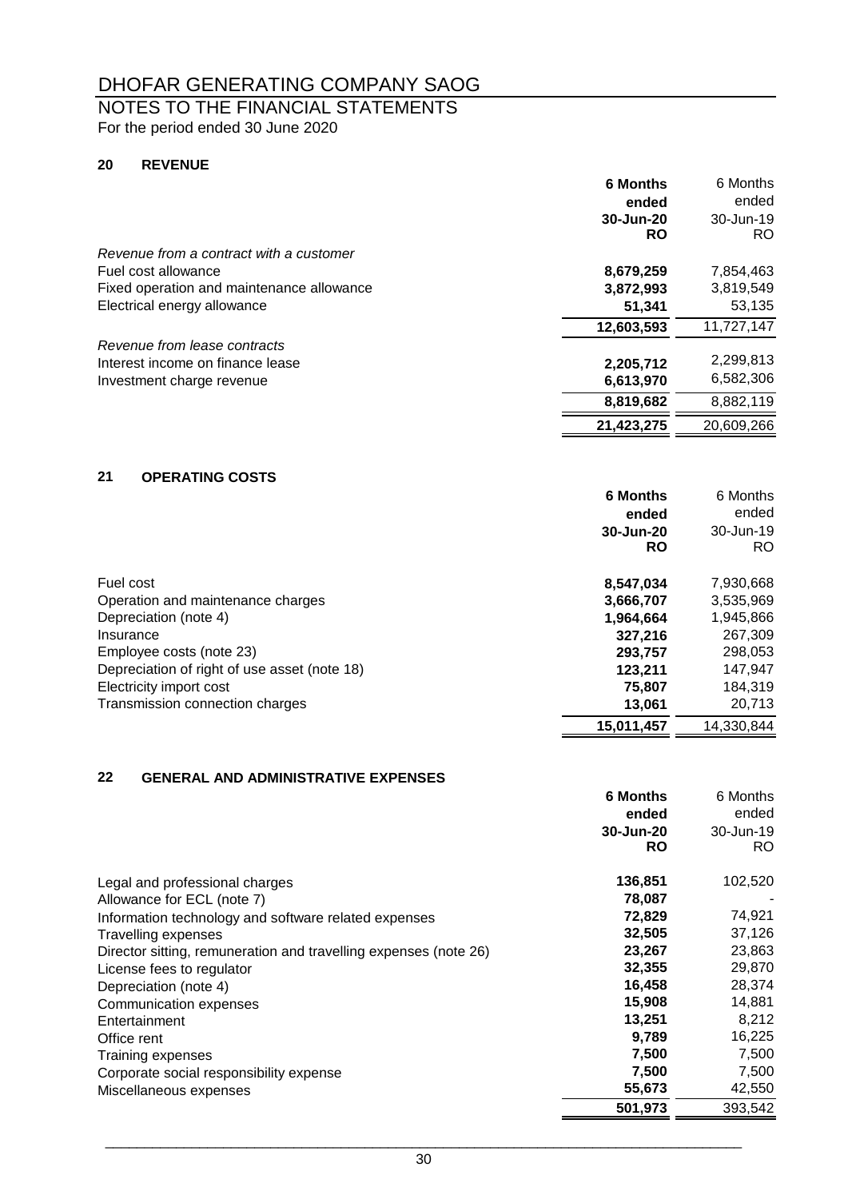# DHOFAR GENERATING COMPANY SAOG

## NOTES TO THE FINANCIAL STATEMENTS

For the period ended 30 June 2020

### 20 REVENUE

| | **6 Months ended 30-Jun-20 RO** | 6 Months ended 30-Jun-19 RO |
|---|---|---|
| *Revenue from a contract with a customer* | | |
| Fuel cost allowance | **8,679,259** | 7,854,463 |
| Fixed operation and maintenance allowance | **3,872,993** | 3,819,549 |
| Electrical energy allowance | **51,341** | 53,135 |
| | **12,603,593** | 11,727,147 |
| *Revenue from lease contracts* | | |
| Interest income on finance lease | **2,205,712** | 2,299,813 |
| Investment charge revenue | **6,613,970** | 6,582,306 |
| | **8,819,682** | 8,882,119 |
| | **21,423,275** | 20,609,266 |

### 21 OPERATING COSTS

| | **6 Months ended 30-Jun-20 RO** | 6 Months ended 30-Jun-19 RO |
|---|---|---|
| Fuel cost | **8,547,034** | 7,930,668 |
| Operation and maintenance charges | **3,666,707** | 3,535,969 |
| Depreciation (note 4) | **1,964,664** | 1,945,866 |
| Insurance | **327,216** | 267,309 |
| Employee costs (note 23) | **293,757** | 298,053 |
| Depreciation of right of use asset (note 18) | **123,211** | 147,947 |
| Electricity import cost | **75,807** | 184,319 |
| Transmission connection charges | **13,061** | 20,713 |
| | **15,011,457** | 14,330,844 |

### 22 GENERAL AND ADMINISTRATIVE EXPENSES

| | **6 Months ended 30-Jun-20 RO** | 6 Months ended 30-Jun-19 RO |
|---|---|---|
| Legal and professional charges | **136,851** | 102,520 |
| Allowance for ECL (note 7) | **78,087** | - |
| Information technology and software related expenses | **72,829** | 74,921 |
| Travelling expenses | **32,505** | 37,126 |
| Director sitting, remuneration and travelling expenses (note 26) | **23,267** | 23,863 |
| License fees to regulator | **32,355** | 29,870 |
| Depreciation (note 4) | **16,458** | 28,374 |
| Communication expenses | **15,908** | 14,881 |
| Entertainment | **13,251** | 8,212 |
| Office rent | **9,789** | 16,225 |
| Training expenses | **7,500** | 7,500 |
| Corporate social responsibility expense | **7,500** | 7,500 |
| Miscellaneous expenses | **55,673** | 42,550 |
| | **501,973** | 393,542 |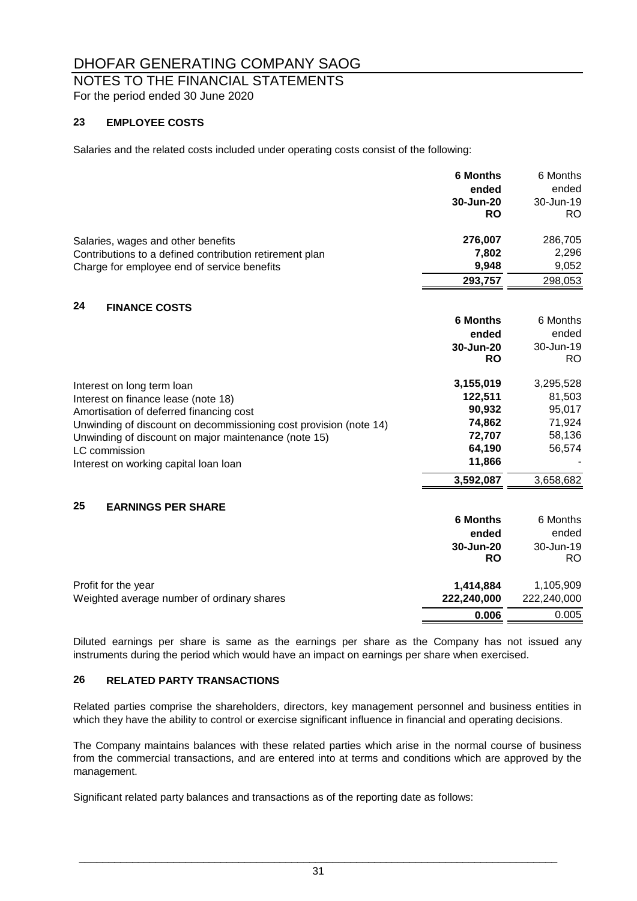# DHOFAR GENERATING COMPANY SAOG

## NOTES TO THE FINANCIAL STATEMENTS

For the period ended 30 June 2020

### 23 EMPLOYEE COSTS

Salaries and the related costs included under operating costs consist of the following:

| | **6 Months ended 30-Jun-20 RO** | 6 Months ended 30-Jun-19 RO |
|---|---|---|
| Salaries, wages and other benefits | **276,007** | 286,705 |
| Contributions to a defined contribution retirement plan | **7,802** | 2,296 |
| Charge for employee end of service benefits | **9,948** | 9,052 |
| | **293,757** | 298,053 |

### 24 FINANCE COSTS

| | **6 Months ended 30-Jun-20 RO** | 6 Months ended 30-Jun-19 RO |
|---|---|---|
| Interest on long term loan | **3,155,019** | 3,295,528 |
| Interest on finance lease (note 18) | **122,511** | 81,503 |
| Amortisation of deferred financing cost | **90,932** | 95,017 |
| Unwinding of discount on decommissioning cost provision (note 14) | **74,862** | 71,924 |
| Unwinding of discount on major maintenance (note 15) | **72,707** | 58,136 |
| LC commission | **64,190** | 56,574 |
| Interest on working capital loan loan | **11,866** | - |
| | **3,592,087** | 3,658,682 |

### 25 EARNINGS PER SHARE

| | **6 Months ended 30-Jun-20 RO** | 6 Months ended 30-Jun-19 RO |
|---|---|---|
| Profit for the year | **1,414,884** | 1,105,909 |
| Weighted average number of ordinary shares | **222,240,000** | 222,240,000 |
| | **0.006** | 0.005 |

Diluted earnings per share is same as the earnings per share as the Company has not issued any instruments during the period which would have an impact on earnings per share when exercised.

### 26 RELATED PARTY TRANSACTIONS

Related parties comprise the shareholders, directors, key management personnel and business entities in which they have the ability to control or exercise significant influence in financial and operating decisions.

The Company maintains balances with these related parties which arise in the normal course of business from the commercial transactions, and are entered into at terms and conditions which are approved by the management.

Significant related party balances and transactions as of the reporting date as follows: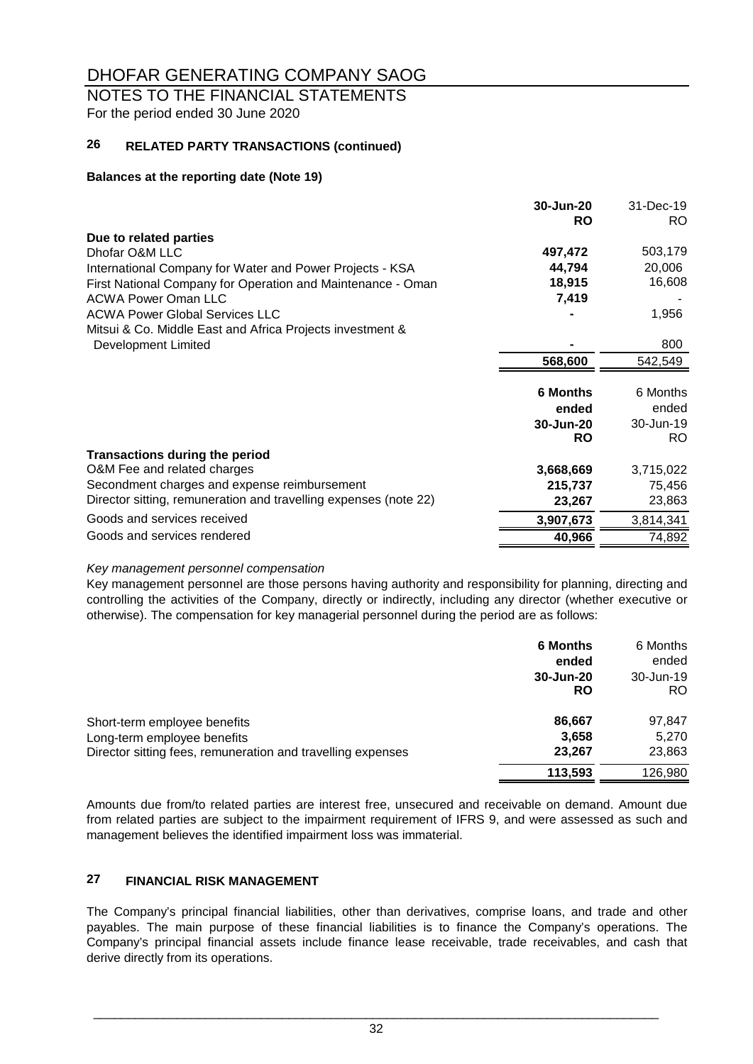# DHOFAR GENERATING COMPANY SAOG

## NOTES TO THE FINANCIAL STATEMENTS

For the period ended 30 June 2020

### 26 RELATED PARTY TRANSACTIONS (continued)

**Balances at the reporting date (Note 19)**

| | 30-Jun-20 RO | 31-Dec-19 RO |
|---|---|---|
| **Due to related parties** | | |
| Dhofar O&M LLC | **497,472** | 503,179 |
| International Company for Water and Power Projects - KSA | **44,794** | 20,006 |
| First National Company for Operation and Maintenance - Oman | **18,915** | 16,608 |
| ACWA Power Oman LLC | **7,419** | - |
| ACWA Power Global Services LLC | **-** | 1,956 |
| Mitsui & Co. Middle East and Africa Projects investment & Development Limited | **-** | 800 |
| | **568,600** | 542,549 |

| | 6 Months ended 30-Jun-20 RO | 6 Months ended 30-Jun-19 RO |
|---|---|---|
| **Transactions during the period** | | |
| O&M Fee and related charges | **3,668,669** | 3,715,022 |
| Secondment charges and expense reimbursement | **215,737** | 75,456 |
| Director sitting, remuneration and travelling expenses (note 22) | **23,267** | 23,863 |
| Goods and services received | **3,907,673** | 3,814,341 |
| Goods and services rendered | **40,966** | 74,892 |

*Key management personnel compensation*

Key management personnel are those persons having authority and responsibility for planning, directing and controlling the activities of the Company, directly or indirectly, including any director (whether executive or otherwise). The compensation for key managerial personnel during the period are as follows:

| | 6 Months ended 30-Jun-20 RO | 6 Months ended 30-Jun-19 RO |
|---|---|---|
| Short-term employee benefits | **86,667** | 97,847 |
| Long-term employee benefits | **3,658** | 5,270 |
| Director sitting fees, remuneration and travelling expenses | **23,267** | 23,863 |
| | **113,593** | 126,980 |

Amounts due from/to related parties are interest free, unsecured and receivable on demand. Amount due from related parties are subject to the impairment requirement of IFRS 9, and were assessed as such and management believes the identified impairment loss was immaterial.

### 27 FINANCIAL RISK MANAGEMENT

The Company's principal financial liabilities, other than derivatives, comprise loans, and trade and other payables. The main purpose of these financial liabilities is to finance the Company's operations. The Company's principal financial assets include finance lease receivable, trade receivables, and cash that derive directly from its operations.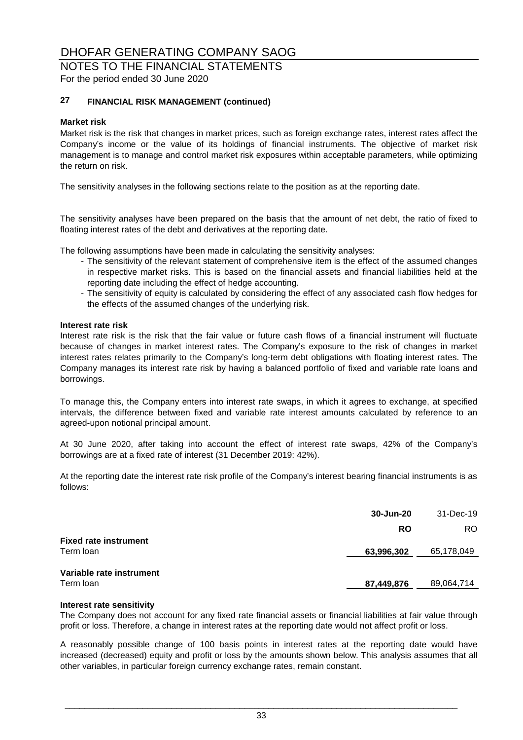# DHOFAR GENERATING COMPANY SAOG

## NOTES TO THE FINANCIAL STATEMENTS

For the period ended 30 June 2020

### 27 FINANCIAL RISK MANAGEMENT (continued)

**Market risk**

Market risk is the risk that changes in market prices, such as foreign exchange rates, interest rates affect the Company's income or the value of its holdings of financial instruments. The objective of market risk management is to manage and control market risk exposures within acceptable parameters, while optimizing the return on risk.

The sensitivity analyses in the following sections relate to the position as at the reporting date.

The sensitivity analyses have been prepared on the basis that the amount of net debt, the ratio of fixed to floating interest rates of the debt and derivatives at the reporting date.

The following assumptions have been made in calculating the sensitivity analyses:

- The sensitivity of the relevant statement of comprehensive item is the effect of the assumed changes in respective market risks. This is based on the financial assets and financial liabilities held at the reporting date including the effect of hedge accounting.
- The sensitivity of equity is calculated by considering the effect of any associated cash flow hedges for the effects of the assumed changes of the underlying risk.

**Interest rate risk**

Interest rate risk is the risk that the fair value or future cash flows of a financial instrument will fluctuate because of changes in market interest rates. The Company's exposure to the risk of changes in market interest rates relates primarily to the Company's long-term debt obligations with floating interest rates. The Company manages its interest rate risk by having a balanced portfolio of fixed and variable rate loans and borrowings.

To manage this, the Company enters into interest rate swaps, in which it agrees to exchange, at specified intervals, the difference between fixed and variable rate interest amounts calculated by reference to an agreed-upon notional principal amount.

At 30 June 2020, after taking into account the effect of interest rate swaps, 42% of the Company's borrowings are at a fixed rate of interest (31 December 2019: 42%).

At the reporting date the interest rate risk profile of the Company's interest bearing financial instruments is as follows:

| | **30-Jun-20** | 31-Dec-19 |
|---|---|---|
| | **RO** | RO |
| **Fixed rate instrument** | | |
| Term loan | **63,996,302** | 65,178,049 |
| **Variable rate instrument** | | |
| Term loan | **87,449,876** | 89,064,714 |

**Interest rate sensitivity**

The Company does not account for any fixed rate financial assets or financial liabilities at fair value through profit or loss. Therefore, a change in interest rates at the reporting date would not affect profit or loss.

A reasonably possible change of 100 basis points in interest rates at the reporting date would have increased (decreased) equity and profit or loss by the amounts shown below. This analysis assumes that all other variables, in particular foreign currency exchange rates, remain constant.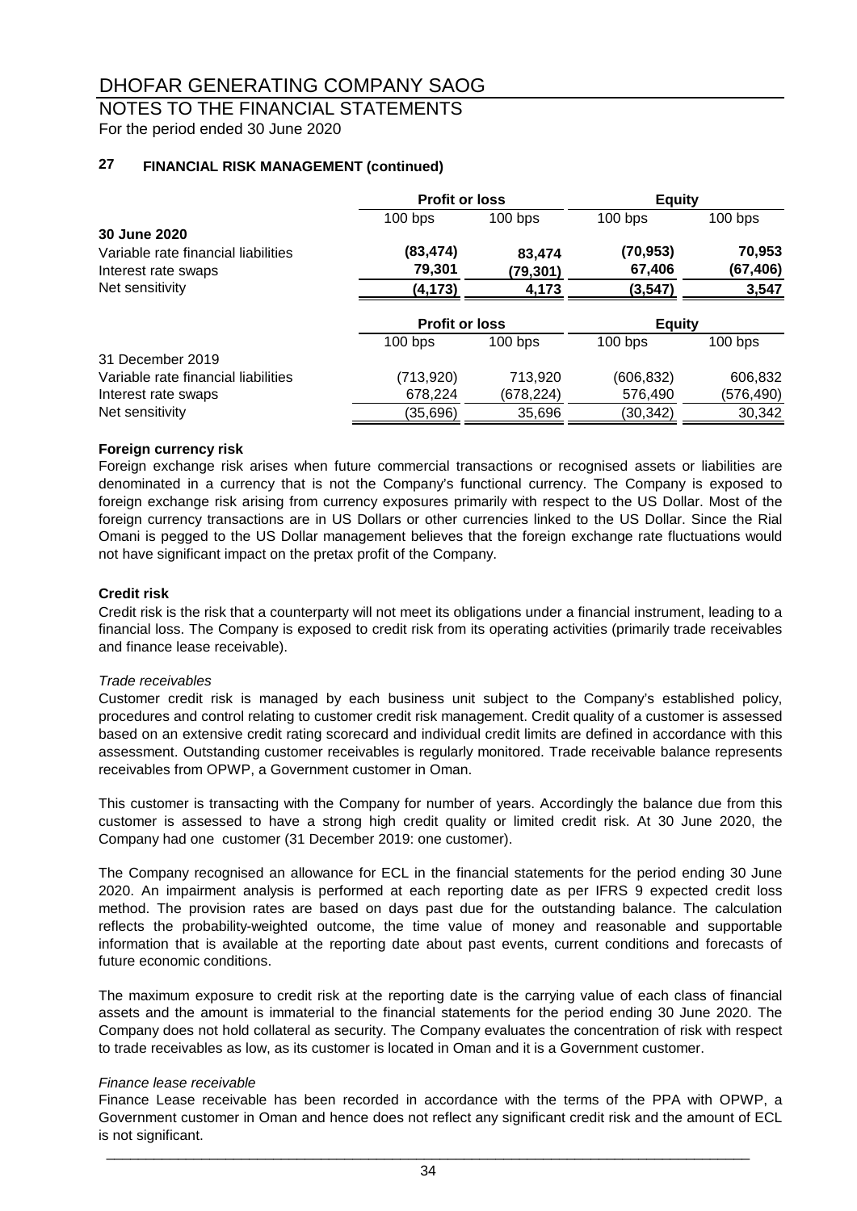# DHOFAR GENERATING COMPANY SAOG

## NOTES TO THE FINANCIAL STATEMENTS

For the period ended 30 June 2020

### 27 FINANCIAL RISK MANAGEMENT (continued)

| | Profit or loss | | Equity | |
|---|---|---|---|---|
| | 100 bps | 100 bps | 100 bps | 100 bps |
| **30 June 2020** | | | | |
| Variable rate financial liabilities | **(83,474)** | **83,474** | **(70,953)** | **70,953** |
| Interest rate swaps | **79,301** | **(79,301)** | **67,406** | **(67,406)** |
| Net sensitivity | **(4,173)** | **4,173** | **(3,547)** | **3,547** |

| | Profit or loss | | Equity | |
|---|---|---|---|---|
| | 100 bps | 100 bps | 100 bps | 100 bps |
| 31 December 2019 | | | | |
| Variable rate financial liabilities | (713,920) | 713,920 | (606,832) | 606,832 |
| Interest rate swaps | 678,224 | (678,224) | 576,490 | (576,490) |
| Net sensitivity | (35,696) | 35,696 | (30,342) | 30,342 |

**Foreign currency risk**

Foreign exchange risk arises when future commercial transactions or recognised assets or liabilities are denominated in a currency that is not the Company's functional currency. The Company is exposed to foreign exchange risk arising from currency exposures primarily with respect to the US Dollar. Most of the foreign currency transactions are in US Dollars or other currencies linked to the US Dollar. Since the Rial Omani is pegged to the US Dollar management believes that the foreign exchange rate fluctuations would not have significant impact on the pretax profit of the Company.

**Credit risk**

Credit risk is the risk that a counterparty will not meet its obligations under a financial instrument, leading to a financial loss. The Company is exposed to credit risk from its operating activities (primarily trade receivables and finance lease receivable).

*Trade receivables*

Customer credit risk is managed by each business unit subject to the Company's established policy, procedures and control relating to customer credit risk management. Credit quality of a customer is assessed based on an extensive credit rating scorecard and individual credit limits are defined in accordance with this assessment. Outstanding customer receivables is regularly monitored. Trade receivable balance represents receivables from OPWP, a Government customer in Oman.

This customer is transacting with the Company for number of years. Accordingly the balance due from this customer is assessed to have a strong high credit quality or limited credit risk. At 30 June 2020, the Company had one customer (31 December 2019: one customer).

The Company recognised an allowance for ECL in the financial statements for the period ending 30 June 2020. An impairment analysis is performed at each reporting date as per IFRS 9 expected credit loss method. The provision rates are based on days past due for the outstanding balance. The calculation reflects the probability-weighted outcome, the time value of money and reasonable and supportable information that is available at the reporting date about past events, current conditions and forecasts of future economic conditions.

The maximum exposure to credit risk at the reporting date is the carrying value of each class of financial assets and the amount is immaterial to the financial statements for the period ending 30 June 2020. The Company does not hold collateral as security. The Company evaluates the concentration of risk with respect to trade receivables as low, as its customer is located in Oman and it is a Government customer.

*Finance lease receivable*

Finance Lease receivable has been recorded in accordance with the terms of the PPA with OPWP, a Government customer in Oman and hence does not reflect any significant credit risk and the amount of ECL is not significant.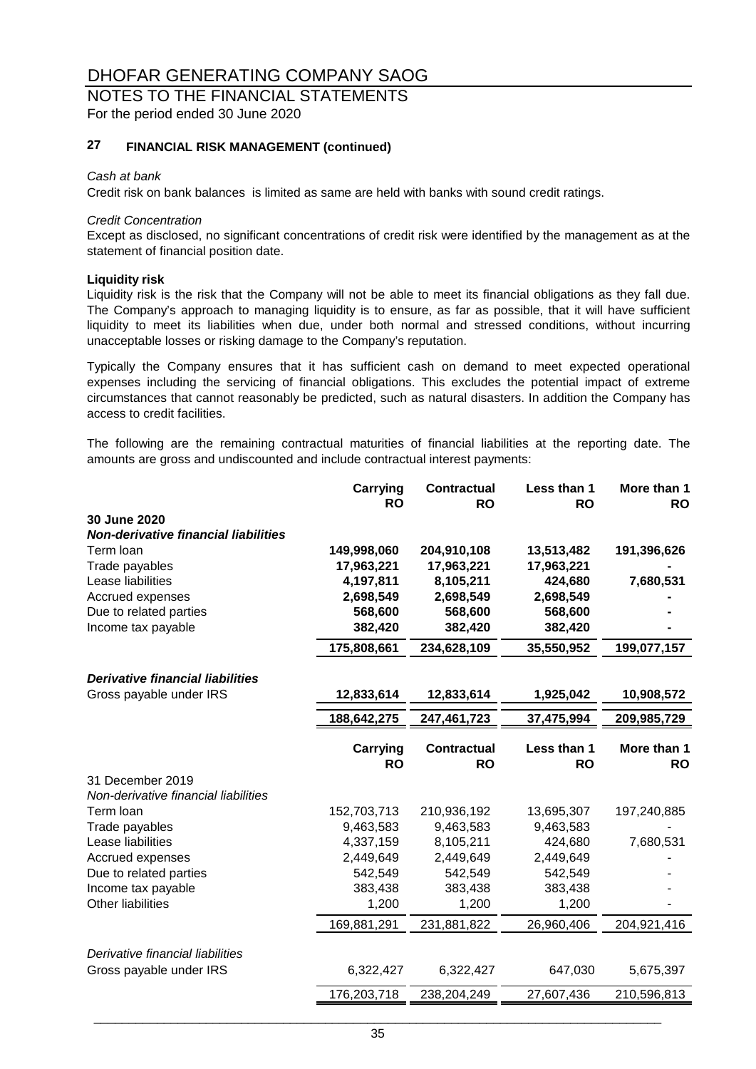# DHOFAR GENERATING COMPANY SAOG

## NOTES TO THE FINANCIAL STATEMENTS

For the period ended 30 June 2020

### 27 FINANCIAL RISK MANAGEMENT (continued)

*Cash at bank*

Credit risk on bank balances is limited as same are held with banks with sound credit ratings.

*Credit Concentration*

Except as disclosed, no significant concentrations of credit risk were identified by the management as at the statement of financial position date.

**Liquidity risk**

Liquidity risk is the risk that the Company will not be able to meet its financial obligations as they fall due. The Company's approach to managing liquidity is to ensure, as far as possible, that it will have sufficient liquidity to meet its liabilities when due, under both normal and stressed conditions, without incurring unacceptable losses or risking damage to the Company's reputation.

Typically the Company ensures that it has sufficient cash on demand to meet expected operational expenses including the servicing of financial obligations. This excludes the potential impact of extreme circumstances that cannot reasonably be predicted, such as natural disasters. In addition the Company has access to credit facilities.

The following are the remaining contractual maturities of financial liabilities at the reporting date. The amounts are gross and undiscounted and include contractual interest payments:

| | Carrying RO | Contractual RO | Less than 1 RO | More than 1 RO |
|---|---|---|---|---|
| **30 June 2020** | | | | |
| ***Non-derivative financial liabilities*** | | | | |
| Term loan | **149,998,060** | **204,910,108** | **13,513,482** | **191,396,626** |
| Trade payables | **17,963,221** | **17,963,221** | **17,963,221** | **-** |
| Lease liabilities | **4,197,811** | **8,105,211** | **424,680** | **7,680,531** |
| Accrued expenses | **2,698,549** | **2,698,549** | **2,698,549** | **-** |
| Due to related parties | **568,600** | **568,600** | **568,600** | **-** |
| Income tax payable | **382,420** | **382,420** | **382,420** | **-** |
| | **175,808,661** | **234,628,109** | **35,550,952** | **199,077,157** |
| ***Derivative financial liabilities*** | | | | |
| Gross payable under IRS | **12,833,614** | **12,833,614** | **1,925,042** | **10,908,572** |
| | **188,642,275** | **247,461,723** | **37,475,994** | **209,985,729** |

| | Carrying RO | Contractual RO | Less than 1 RO | More than 1 RO |
|---|---|---|---|---|
| 31 December 2019 | | | | |
| *Non-derivative financial liabilities* | | | | |
| Term loan | 152,703,713 | 210,936,192 | 13,695,307 | 197,240,885 |
| Trade payables | 9,463,583 | 9,463,583 | 9,463,583 | - |
| Lease liabilities | 4,337,159 | 8,105,211 | 424,680 | 7,680,531 |
| Accrued expenses | 2,449,649 | 2,449,649 | 2,449,649 | - |
| Due to related parties | 542,549 | 542,549 | 542,549 | - |
| Income tax payable | 383,438 | 383,438 | 383,438 | - |
| Other liabilities | 1,200 | 1,200 | 1,200 | - |
| | 169,881,291 | 231,881,822 | 26,960,406 | 204,921,416 |
| *Derivative financial liabilities* | | | | |
| Gross payable under IRS | 6,322,427 | 6,322,427 | 647,030 | 5,675,397 |
| | 176,203,718 | 238,204,249 | 27,607,436 | 210,596,813 |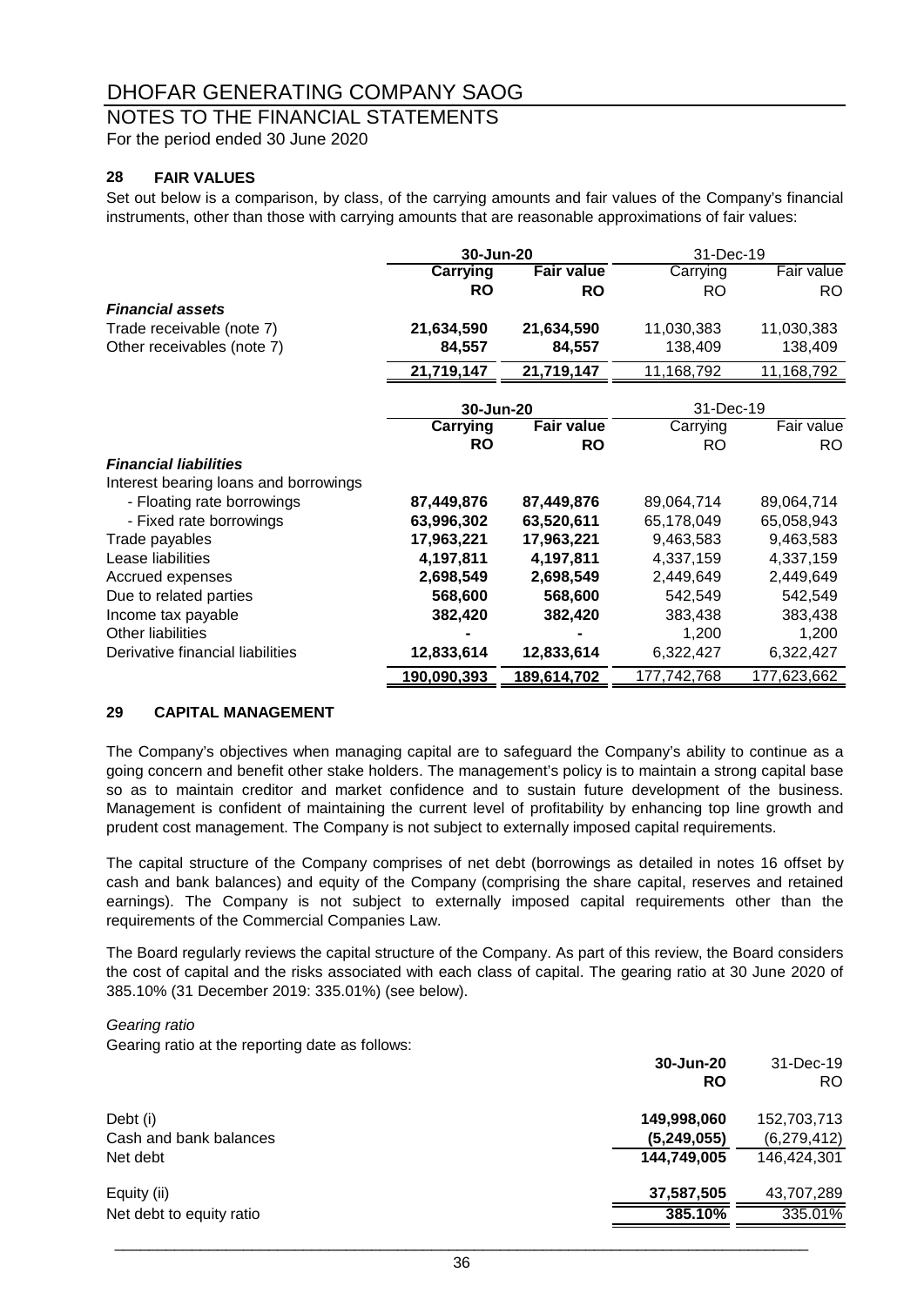# DHOFAR GENERATING COMPANY SAOG

## NOTES TO THE FINANCIAL STATEMENTS

For the period ended 30 June 2020

### 28 FAIR VALUES

Set out below is a comparison, by class, of the carrying amounts and fair values of the Company's financial instruments, other than those with carrying amounts that are reasonable approximations of fair values:

| | **30-Jun-20** | | 31-Dec-19 | |
|---|---|---|---|---|
| | **Carrying** | **Fair value** | Carrying | Fair value |
| | **RO** | **RO** | RO | RO |
| ***Financial assets*** | | | | |
| Trade receivable (note 7) | **21,634,590** | **21,634,590** | 11,030,383 | 11,030,383 |
| Other receivables (note 7) | **84,557** | **84,557** | 138,409 | 138,409 |
| | **21,719,147** | **21,719,147** | 11,168,792 | 11,168,792 |

| | **30-Jun-20** | | 31-Dec-19 | |
|---|---|---|---|---|
| | **Carrying** | **Fair value** | Carrying | Fair value |
| | **RO** | **RO** | RO | RO |
| ***Financial liabilities*** | | | | |
| Interest bearing loans and borrowings | | | | |
| - Floating rate borrowings | **87,449,876** | **87,449,876** | 89,064,714 | 89,064,714 |
| - Fixed rate borrowings | **63,996,302** | **63,520,611** | 65,178,049 | 65,058,943 |
| Trade payables | **17,963,221** | **17,963,221** | 9,463,583 | 9,463,583 |
| Lease liabilities | **4,197,811** | **4,197,811** | 4,337,159 | 4,337,159 |
| Accrued expenses | **2,698,549** | **2,698,549** | 2,449,649 | 2,449,649 |
| Due to related parties | **568,600** | **568,600** | 542,549 | 542,549 |
| Income tax payable | **382,420** | **382,420** | 383,438 | 383,438 |
| Other liabilities | **-** | **-** | 1,200 | 1,200 |
| Derivative financial liabilities | **12,833,614** | **12,833,614** | 6,322,427 | 6,322,427 |
| | **190,090,393** | **189,614,702** | 177,742,768 | 177,623,662 |

### 29 CAPITAL MANAGEMENT

The Company's objectives when managing capital are to safeguard the Company's ability to continue as a going concern and benefit other stake holders. The management's policy is to maintain a strong capital base so as to maintain creditor and market confidence and to sustain future development of the business. Management is confident of maintaining the current level of profitability by enhancing top line growth and prudent cost management. The Company is not subject to externally imposed capital requirements.

The capital structure of the Company comprises of net debt (borrowings as detailed in notes 16 offset by cash and bank balances) and equity of the Company (comprising the share capital, reserves and retained earnings). The Company is not subject to externally imposed capital requirements other than the requirements of the Commercial Companies Law.

The Board regularly reviews the capital structure of the Company. As part of this review, the Board considers the cost of capital and the risks associated with each class of capital. The gearing ratio at 30 June 2020 of 385.10% (31 December 2019: 335.01%) (see below).

*Gearing ratio*

Gearing ratio at the reporting date as follows:

| | **30-Jun-20** | 31-Dec-19 |
|---|---|---|
| | **RO** | RO |
| Debt (i) | **149,998,060** | 152,703,713 |
| Cash and bank balances | **(5,249,055)** | (6,279,412) |
| Net debt | **144,749,005** | 146,424,301 |
| Equity (ii) | **37,587,505** | 43,707,289 |
| Net debt to equity ratio | **385.10%** | 335.01% |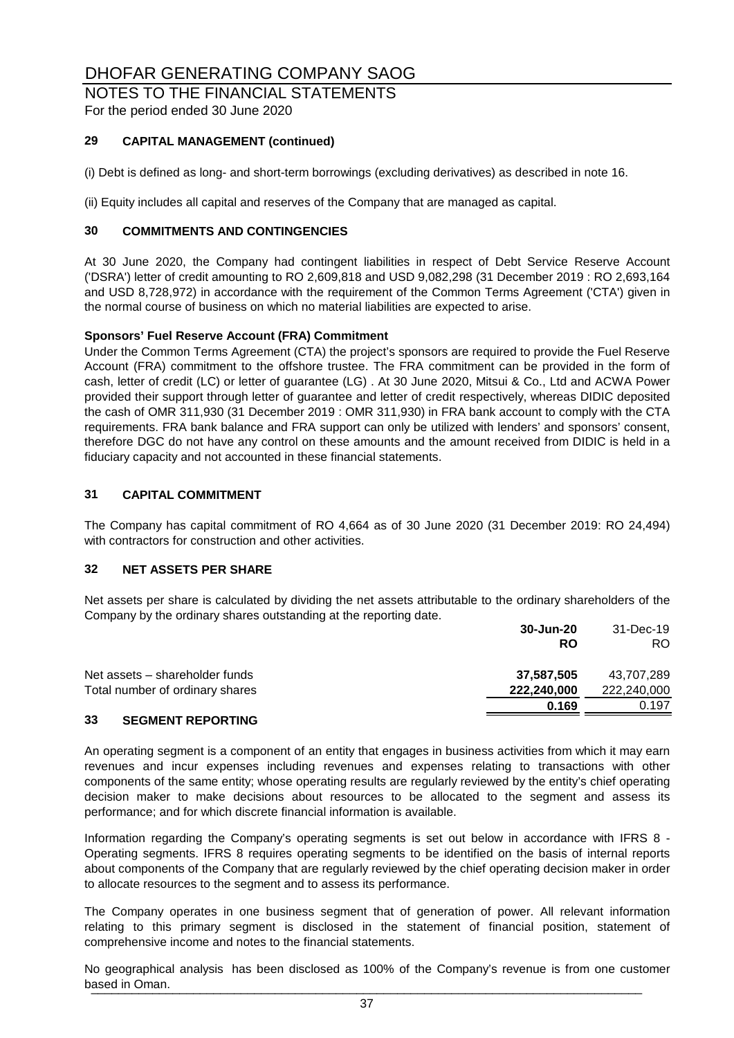# DHOFAR GENERATING COMPANY SAOG

## NOTES TO THE FINANCIAL STATEMENTS

For the period ended 30 June 2020

### 29 CAPITAL MANAGEMENT (continued)

(i) Debt is defined as long- and short-term borrowings (excluding derivatives) as described in note 16.

(ii) Equity includes all capital and reserves of the Company that are managed as capital.

### 30 COMMITMENTS AND CONTINGENCIES

At 30 June 2020, the Company had contingent liabilities in respect of Debt Service Reserve Account ('DSRA') letter of credit amounting to RO 2,609,818 and USD 9,082,298 (31 December 2019 : RO 2,693,164 and USD 8,728,972) in accordance with the requirement of the Common Terms Agreement ('CTA') given in the normal course of business on which no material liabilities are expected to arise.

**Sponsors' Fuel Reserve Account (FRA) Commitment**

Under the Common Terms Agreement (CTA) the project's sponsors are required to provide the Fuel Reserve Account (FRA) commitment to the offshore trustee. The FRA commitment can be provided in the form of cash, letter of credit (LC) or letter of guarantee (LG) . At 30 June 2020, Mitsui & Co., Ltd and ACWA Power provided their support through letter of guarantee and letter of credit respectively, whereas DIDIC deposited the cash of OMR 311,930 (31 December 2019 : OMR 311,930) in FRA bank account to comply with the CTA requirements. FRA bank balance and FRA support can only be utilized with lenders' and sponsors' consent, therefore DGC do not have any control on these amounts and the amount received from DIDIC is held in a fiduciary capacity and not accounted in these financial statements.

### 31 CAPITAL COMMITMENT

The Company has capital commitment of RO 4,664 as of 30 June 2020 (31 December 2019: RO 24,494) with contractors for construction and other activities.

### 32 NET ASSETS PER SHARE

Net assets per share is calculated by dividing the net assets attributable to the ordinary shareholders of the Company by the ordinary shares outstanding at the reporting date.

| | **30-Jun-20** | 31-Dec-19 |
|---|---|---|
| | **RO** | RO |
| Net assets – shareholder funds | **37,587,505** | 43,707,289 |
| Total number of ordinary shares | **222,240,000** | 222,240,000 |
| | **0.169** | 0.197 |

### 33 SEGMENT REPORTING

An operating segment is a component of an entity that engages in business activities from which it may earn revenues and incur expenses including revenues and expenses relating to transactions with other components of the same entity; whose operating results are regularly reviewed by the entity's chief operating decision maker to make decisions about resources to be allocated to the segment and assess its performance; and for which discrete financial information is available.

Information regarding the Company's operating segments is set out below in accordance with IFRS 8 - Operating segments. IFRS 8 requires operating segments to be identified on the basis of internal reports about components of the Company that are regularly reviewed by the chief operating decision maker in order to allocate resources to the segment and to assess its performance.

The Company operates in one business segment that of generation of power. All relevant information relating to this primary segment is disclosed in the statement of financial position, statement of comprehensive income and notes to the financial statements.

No geographical analysis has been disclosed as 100% of the Company's revenue is from one customer based in Oman.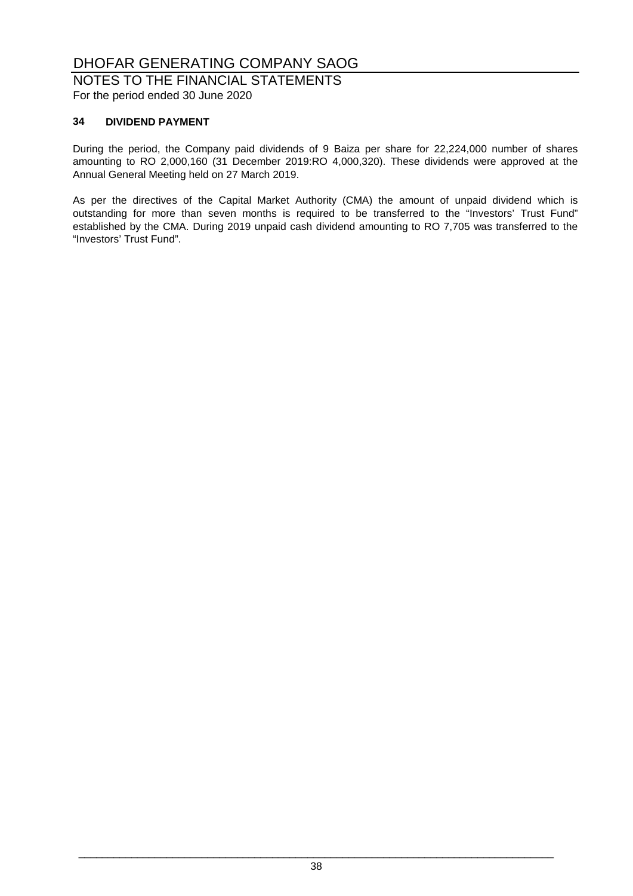# DHOFAR GENERATING COMPANY SAOG

## NOTES TO THE FINANCIAL STATEMENTS

For the period ended 30 June 2020

### 34 DIVIDEND PAYMENT

During the period, the Company paid dividends of 9 Baiza per share for 22,224,000 number of shares amounting to RO 2,000,160 (31 December 2019:RO 4,000,320). These dividends were approved at the Annual General Meeting held on 27 March 2019.

As per the directives of the Capital Market Authority (CMA) the amount of unpaid dividend which is outstanding for more than seven months is required to be transferred to the "Investors' Trust Fund" established by the CMA. During 2019 unpaid cash dividend amounting to RO 7,705 was transferred to the "Investors' Trust Fund".